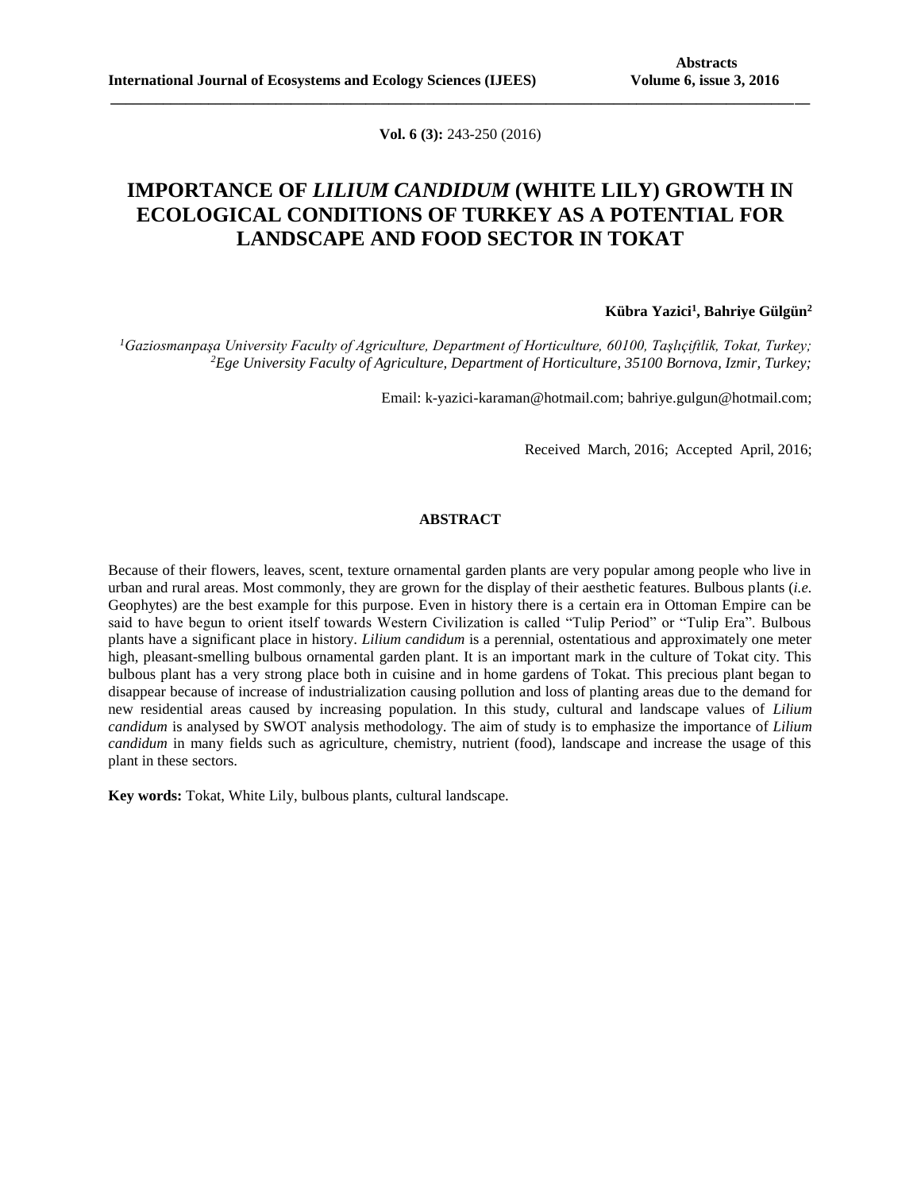# IMPORTANCE OF *LILIUM CANDIDUM* (WHITE LILY) GROWTH IN ECOLOGICAL CONDITIONS OF TURKEY AS A POTENTIAL FOR LANDSCAPE AND FOOD SECTOR IN TOKAT

**Kübra Yazici[1], Bahriye Gülgün[2]**

*[1]Gaziosmanpaşa University Faculty of Agriculture, Department of Horticulture, 60100, Taşlıçiftlik, Tokat, Turkey;*
*[2]Ege University Faculty of Agriculture, Department of Horticulture, 35100 Bornova, Izmir, Turkey;*

Email: k-yazici-karaman@hotmail.com; bahriye.gulgun@hotmail.com;

Received March, 2016; Accepted April, 2016;

## ABSTRACT

Because of their flowers, leaves, scent, texture ornamental garden plants are very popular among people who live in urban and rural areas. Most commonly, they are grown for the display of their aesthetic features. Bulbous plants (*i.e.* Geophytes) are the best example for this purpose. Even in history there is a certain era in Ottoman Empire can be said to have begun to orient itself towards Western Civilization is called "Tulip Period" or "Tulip Era". Bulbous plants have a significant place in history. *Lilium candidum* is a perennial, ostentatious and approximately one meter high, pleasant-smelling bulbous ornamental garden plant. It is an important mark in the culture of Tokat city. This bulbous plant has a very strong place both in cuisine and in home gardens of Tokat. This precious plant began to disappear because of increase of industrialization causing pollution and loss of planting areas due to the demand for new residential areas caused by increasing population. In this study, cultural and landscape values of *Lilium candidum* is analysed by SWOT analysis methodology. The aim of study is to emphasize the importance of *Lilium candidum* in many fields such as agriculture, chemistry, nutrient (food), landscape and increase the usage of this plant in these sectors.

**Key words:** Tokat, White Lily, bulbous plants, cultural landscape.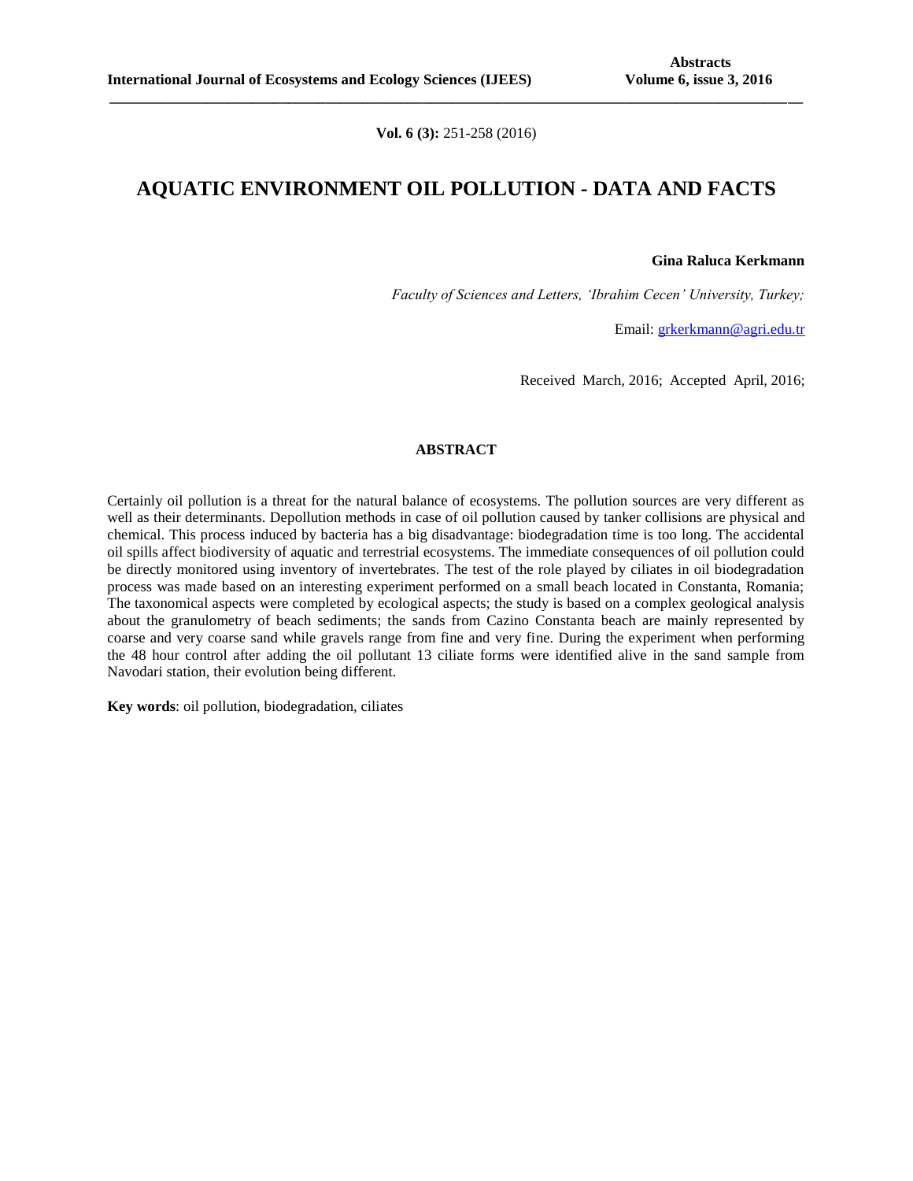**Vol. 6 (3):** 251-258 (2016)

# AQUATIC ENVIRONMENT OIL POLLUTION - DATA AND FACTS

**Gina Raluca Kerkmann**

*Faculty of Sciences and Letters, 'Ibrahim Cecen' University, Turkey;*

Email: grkerkmann@agri.edu.tr

Received March, 2016; Accepted April, 2016;

## ABSTRACT

Certainly oil pollution is a threat for the natural balance of ecosystems. The pollution sources are very different as well as their determinants. Depollution methods in case of oil pollution caused by tanker collisions are physical and chemical. This process induced by bacteria has a big disadvantage: biodegradation time is too long. The accidental oil spills affect biodiversity of aquatic and terrestrial ecosystems. The immediate consequences of oil pollution could be directly monitored using inventory of invertebrates. The test of the role played by ciliates in oil biodegradation process was made based on an interesting experiment performed on a small beach located in Constanta, Romania; The taxonomical aspects were completed by ecological aspects; the study is based on a complex geological analysis about the granulometry of beach sediments; the sands from Cazino Constanta beach are mainly represented by coarse and very coarse sand while gravels range from fine and very fine. During the experiment when performing the 48 hour control after adding the oil pollutant 13 ciliate forms were identified alive in the sand sample from Navodari station, their evolution being different.

**Key words**: oil pollution, biodegradation, ciliates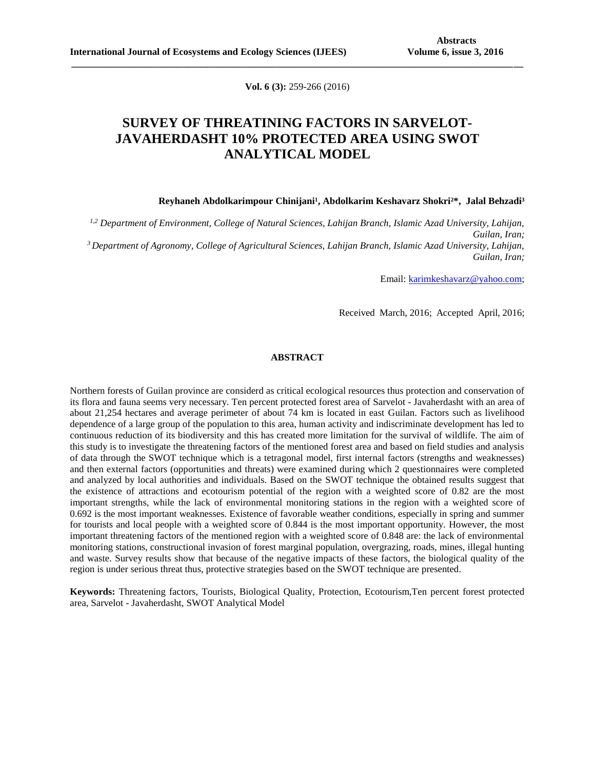**Vol. 6 (3):** 259-266 (2016)

# SURVEY OF THREATINING FACTORS IN SARVELOT-JAVAHERDASHT 10% PROTECTED AREA USING SWOT ANALYTICAL MODEL

**Reyhaneh Abdolkarimpour Chinijani[1], Abdolkarim Keshavarz Shokri[2]\*, Jalal Behzadi[3]**

*[1,2] Department of Environment, College of Natural Sciences, Lahijan Branch, Islamic Azad University, Lahijan, Guilan, Iran;*
*[3] Department of Agronomy, College of Agricultural Sciences, Lahijan Branch, Islamic Azad University, Lahijan, Guilan, Iran;*

Email: karimkeshavarz@yahoo.com;

Received March, 2016; Accepted April, 2016;

## ABSTRACT

Northern forests of Guilan province are considerd as critical ecological resources thus protection and conservation of its flora and fauna seems very necessary. Ten percent protected forest area of Sarvelot - Javaherdasht with an area of about 21,254 hectares and average perimeter of about 74 km is located in east Guilan. Factors such as livelihood dependence of a large group of the population to this area, human activity and indiscriminate development has led to continuous reduction of its biodiversity and this has created more limitation for the survival of wildlife. The aim of this study is to investigate the threatening factors of the mentioned forest area and based on field studies and analysis of data through the SWOT technique which is a tetragonal model, first internal factors (strengths and weaknesses) and then external factors (opportunities and threats) were examined during which 2 questionnaires were completed and analyzed by local authorities and individuals. Based on the SWOT technique the obtained results suggest that the existence of attractions and ecotourism potential of the region with a weighted score of 0.82 are the most important strengths, while the lack of environmental monitoring stations in the region with a weighted score of 0.692 is the most important weaknesses. Existence of favorable weather conditions, especially in spring and summer for tourists and local people with a weighted score of 0.844 is the most important opportunity. However, the most important threatening factors of the mentioned region with a weighted score of 0.848 are: the lack of environmental monitoring stations, constructional invasion of forest marginal population, overgrazing, roads, mines, illegal hunting and waste. Survey results show that because of the negative impacts of these factors, the biological quality of the region is under serious threat thus, protective strategies based on the SWOT technique are presented.

**Keywords:** Threatening factors, Tourists, Biological Quality, Protection, Ecotourism,Ten percent forest protected area, Sarvelot - Javaherdasht, SWOT Analytical Model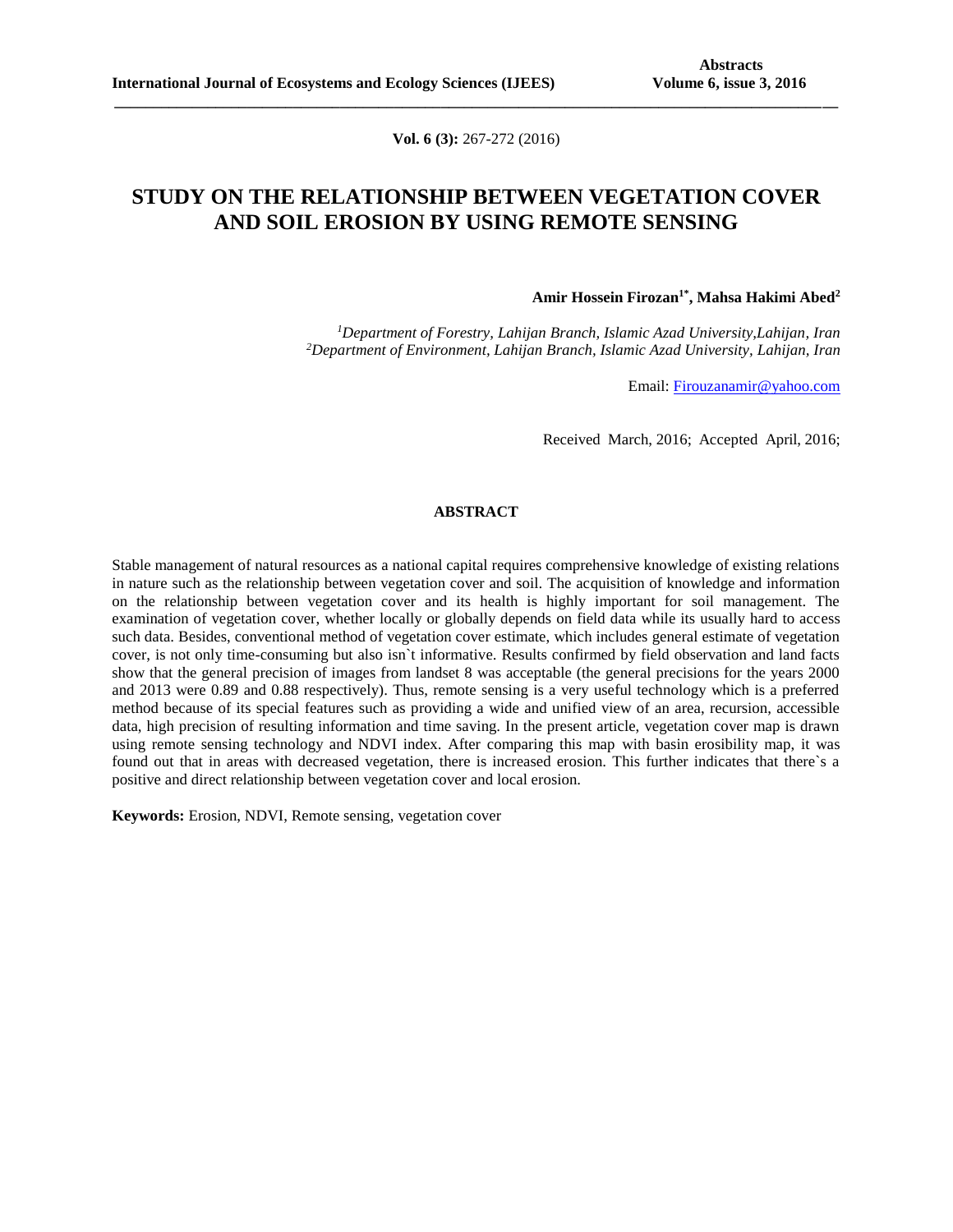**Vol. 6 (3):** 267-272 (2016)

# STUDY ON THE RELATIONSHIP BETWEEN VEGETATION COVER AND SOIL EROSION BY USING REMOTE SENSING

**Amir Hossein Firozan[1*], Mahsa Hakimi Abed[2]**

*[1]Department of Forestry, Lahijan Branch, Islamic Azad University,Lahijan, Iran*
*[2]Department of Environment, Lahijan Branch, Islamic Azad University, Lahijan, Iran*

Email: Firouzanamir@yahoo.com

Received March, 2016; Accepted April, 2016;

## ABSTRACT

Stable management of natural resources as a national capital requires comprehensive knowledge of existing relations in nature such as the relationship between vegetation cover and soil. The acquisition of knowledge and information on the relationship between vegetation cover and its health is highly important for soil management. The examination of vegetation cover, whether locally or globally depends on field data while its usually hard to access such data. Besides, conventional method of vegetation cover estimate, which includes general estimate of vegetation cover, is not only time-consuming but also isn`t informative. Results confirmed by field observation and land facts show that the general precision of images from landset 8 was acceptable (the general precisions for the years 2000 and 2013 were 0.89 and 0.88 respectively). Thus, remote sensing is a very useful technology which is a preferred method because of its special features such as providing a wide and unified view of an area, recursion, accessible data, high precision of resulting information and time saving. In the present article, vegetation cover map is drawn using remote sensing technology and NDVI index. After comparing this map with basin erosibility map, it was found out that in areas with decreased vegetation, there is increased erosion. This further indicates that there`s a positive and direct relationship between vegetation cover and local erosion.

**Keywords:** Erosion, NDVI, Remote sensing, vegetation cover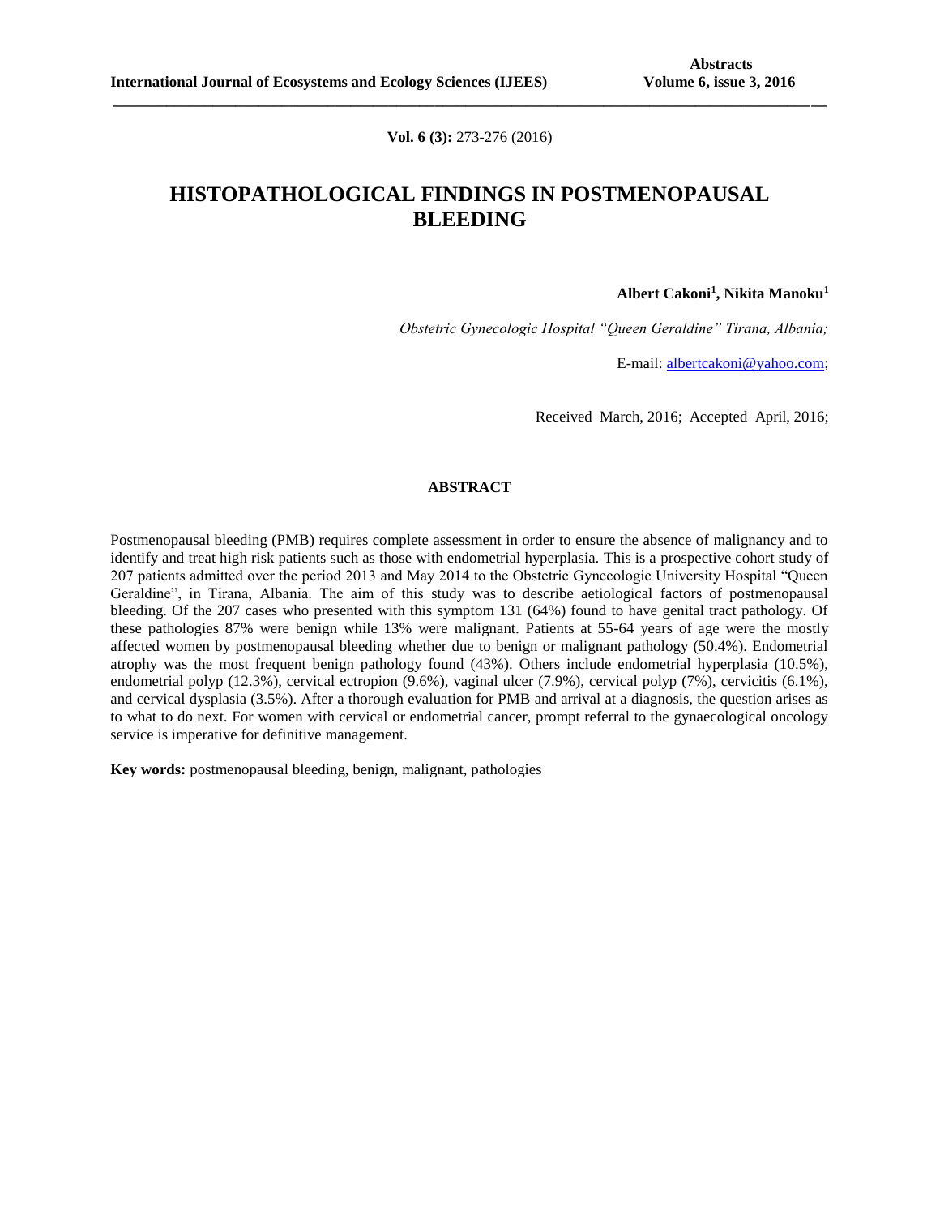**Vol. 6 (3):** 273-276 (2016)

# HISTOPATHOLOGICAL FINDINGS IN POSTMENOPAUSAL BLEEDING

**Albert Cakoni[1], Nikita Manoku[1]**

*Obstetric Gynecologic Hospital "Queen Geraldine" Tirana, Albania;*

E-mail: albertcakoni@yahoo.com;

Received March, 2016; Accepted April, 2016;

## ABSTRACT

Postmenopausal bleeding (PMB) requires complete assessment in order to ensure the absence of malignancy and to identify and treat high risk patients such as those with endometrial hyperplasia. This is a prospective cohort study of 207 patients admitted over the period 2013 and May 2014 to the Obstetric Gynecologic University Hospital "Queen Geraldine", in Tirana, Albania. The aim of this study was to describe aetiological factors of postmenopausal bleeding. Of the 207 cases who presented with this symptom 131 (64%) found to have genital tract pathology. Of these pathologies 87% were benign while 13% were malignant. Patients at 55-64 years of age were the mostly affected women by postmenopausal bleeding whether due to benign or malignant pathology (50.4%). Endometrial atrophy was the most frequent benign pathology found (43%). Others include endometrial hyperplasia (10.5%), endometrial polyp (12.3%), cervical ectropion (9.6%), vaginal ulcer (7.9%), cervical polyp (7%), cervicitis (6.1%), and cervical dysplasia (3.5%). After a thorough evaluation for PMB and arrival at a diagnosis, the question arises as to what to do next. For women with cervical or endometrial cancer, prompt referral to the gynaecological oncology service is imperative for definitive management.

**Key words:** postmenopausal bleeding, benign, malignant, pathologies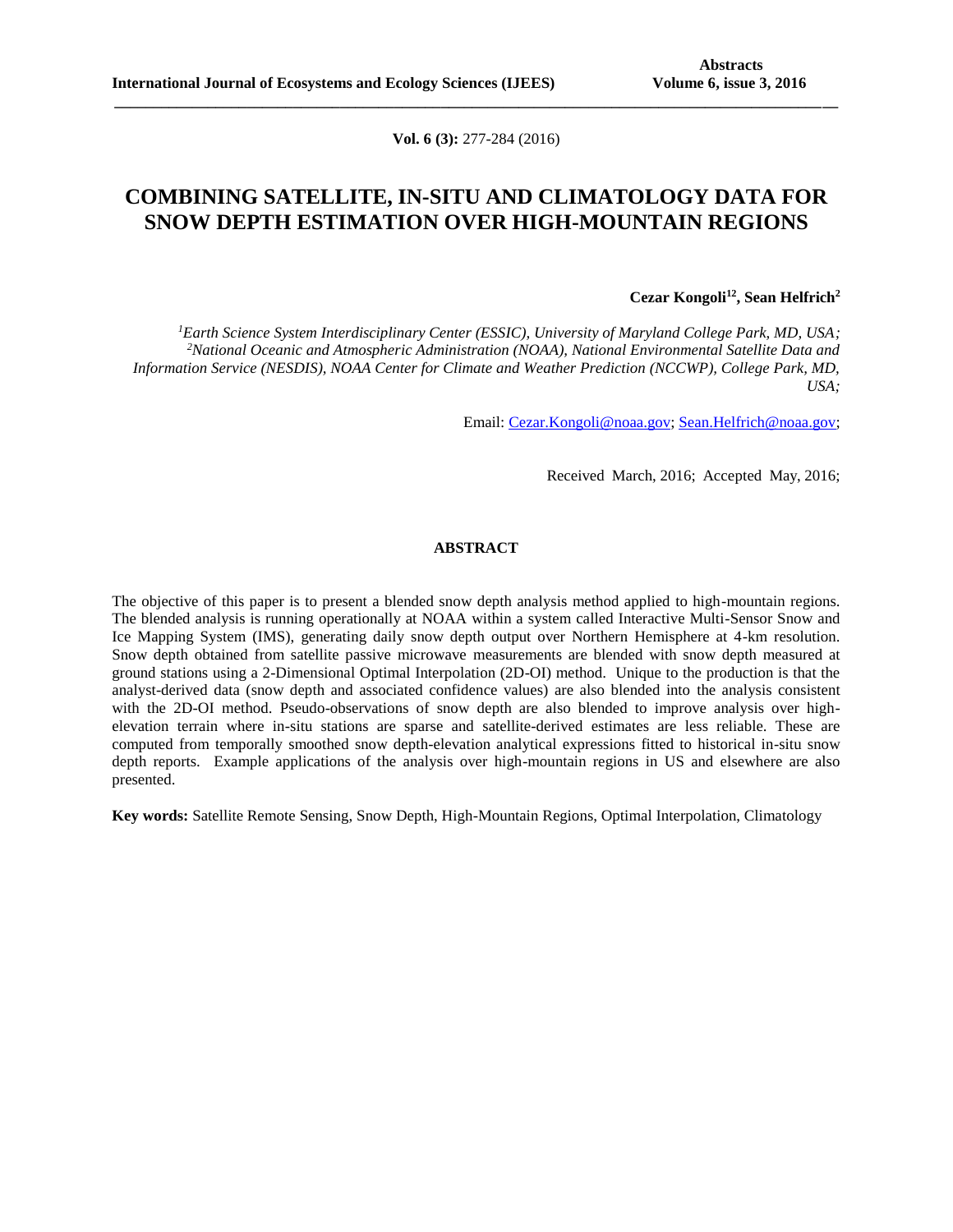**Vol. 6 (3):** 277-284 (2016)

# COMBINING SATELLITE, IN-SITU AND CLIMATOLOGY DATA FOR SNOW DEPTH ESTIMATION OVER HIGH-MOUNTAIN REGIONS

**Cezar Kongoli[12], Sean Helfrich[2]**

*[1]Earth Science System Interdisciplinary Center (ESSIC), University of Maryland College Park, MD, USA;*
*[2]National Oceanic and Atmospheric Administration (NOAA), National Environmental Satellite Data and Information Service (NESDIS), NOAA Center for Climate and Weather Prediction (NCCWP), College Park, MD, USA;*

Email: Cezar.Kongoli@noaa.gov; Sean.Helfrich@noaa.gov;

Received March, 2016; Accepted May, 2016;

## ABSTRACT

The objective of this paper is to present a blended snow depth analysis method applied to high-mountain regions. The blended analysis is running operationally at NOAA within a system called Interactive Multi-Sensor Snow and Ice Mapping System (IMS), generating daily snow depth output over Northern Hemisphere at 4-km resolution. Snow depth obtained from satellite passive microwave measurements are blended with snow depth measured at ground stations using a 2-Dimensional Optimal Interpolation (2D-OI) method. Unique to the production is that the analyst-derived data (snow depth and associated confidence values) are also blended into the analysis consistent with the 2D-OI method. Pseudo-observations of snow depth are also blended to improve analysis over high-elevation terrain where in-situ stations are sparse and satellite-derived estimates are less reliable. These are computed from temporally smoothed snow depth-elevation analytical expressions fitted to historical in-situ snow depth reports. Example applications of the analysis over high-mountain regions in US and elsewhere are also presented.

**Key words:** Satellite Remote Sensing, Snow Depth, High-Mountain Regions, Optimal Interpolation, Climatology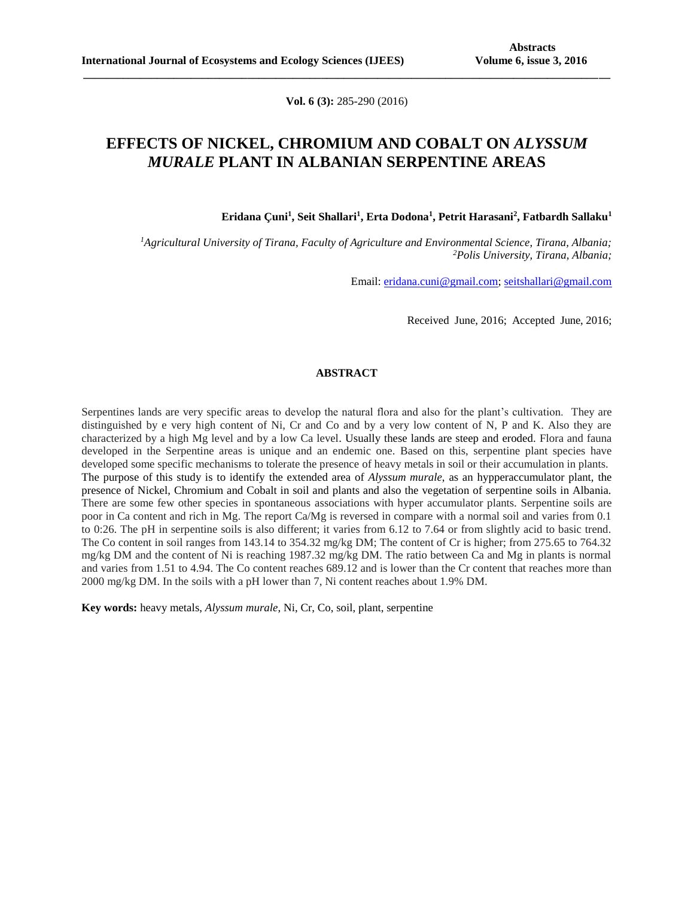**Vol. 6 (3):** 285-290 (2016)

# EFFECTS OF NICKEL, CHROMIUM AND COBALT ON *ALYSSUM MURALE* PLANT IN ALBANIAN SERPENTINE AREAS

**Eridana Çuni[1], Seit Shallari[1], Erta Dodona[1], Petrit Harasani[2], Fatbardh Sallaku[1]**

*[1]Agricultural University of Tirana, Faculty of Agriculture and Environmental Science, Tirana, Albania;*
*[2]Polis University, Tirana, Albania;*

Email: eridana.cuni@gmail.com; seitshallari@gmail.com

Received June, 2016; Accepted June, 2016;

## ABSTRACT

Serpentines lands are very specific areas to develop the natural flora and also for the plant's cultivation. They are distinguished by e very high content of Ni, Cr and Co and by a very low content of N, P and K. Also they are characterized by a high Mg level and by a low Ca level. Usually these lands are steep and eroded. Flora and fauna developed in the Serpentine areas is unique and an endemic one. Based on this, serpentine plant species have developed some specific mechanisms to tolerate the presence of heavy metals in soil or their accumulation in plants. The purpose of this study is to identify the extended area of *Alyssum murale*, as an hypperaccumulator plant, the presence of Nickel, Chromium and Cobalt in soil and plants and also the vegetation of serpentine soils in Albania. There are some few other species in spontaneous associations with hyper accumulator plants. Serpentine soils are poor in Ca content and rich in Mg. The report Ca/Mg is reversed in compare with a normal soil and varies from 0.1 to 0:26. The pH in serpentine soils is also different; it varies from 6.12 to 7.64 or from slightly acid to basic trend. The Co content in soil ranges from 143.14 to 354.32 mg/kg DM; The content of Cr is higher; from 275.65 to 764.32 mg/kg DM and the content of Ni is reaching 1987.32 mg/kg DM. The ratio between Ca and Mg in plants is normal and varies from 1.51 to 4.94. The Co content reaches 689.12 and is lower than the Cr content that reaches more than 2000 mg/kg DM. In the soils with a pH lower than 7, Ni content reaches about 1.9% DM.

**Key words:** heavy metals, *Alyssum murale*, Ni, Cr, Co, soil, plant, serpentine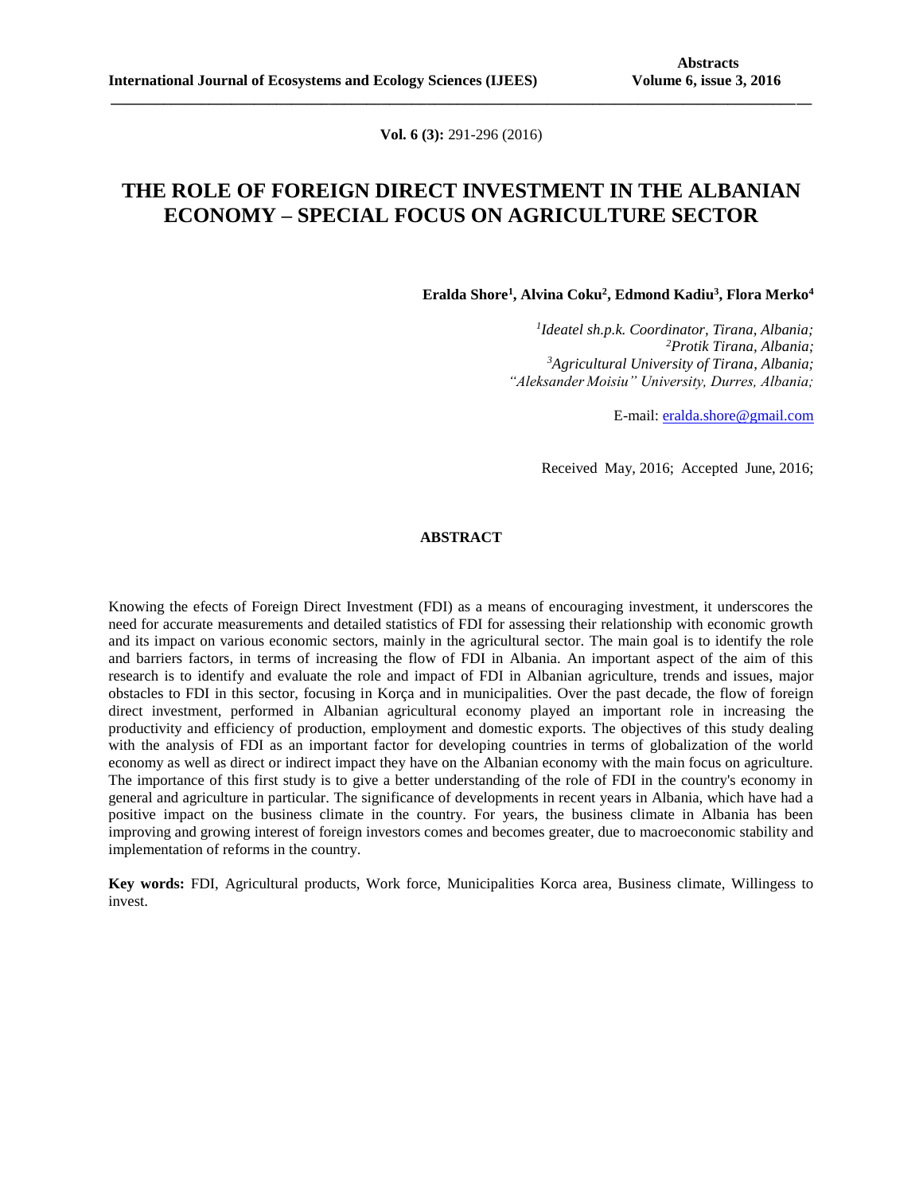**Vol. 6 (3):** 291-296 (2016)

# THE ROLE OF FOREIGN DIRECT INVESTMENT IN THE ALBANIAN ECONOMY – SPECIAL FOCUS ON AGRICULTURE SECTOR

**Eralda Shore[1], Alvina Coku[2], Edmond Kadiu[3], Flora Merko[4]**

*[1]Ideatel sh.p.k. Coordinator, Tirana, Albania;*
*[2]Protik Tirana, Albania;*
*[3]Agricultural University of Tirana, Albania;*
*"Aleksander Moisiu" University, Durres, Albania;*

E-mail: eralda.shore@gmail.com

Received May, 2016; Accepted June, 2016;

## ABSTRACT

Knowing the efects of Foreign Direct Investment (FDI) as a means of encouraging investment, it underscores the need for accurate measurements and detailed statistics of FDI for assessing their relationship with economic growth and its impact on various economic sectors, mainly in the agricultural sector. The main goal is to identify the role and barriers factors, in terms of increasing the flow of FDI in Albania. An important aspect of the aim of this research is to identify and evaluate the role and impact of FDI in Albanian agriculture, trends and issues, major obstacles to FDI in this sector, focusing in Korça and in municipalities. Over the past decade, the flow of foreign direct investment, performed in Albanian agricultural economy played an important role in increasing the productivity and efficiency of production, employment and domestic exports. The objectives of this study dealing with the analysis of FDI as an important factor for developing countries in terms of globalization of the world economy as well as direct or indirect impact they have on the Albanian economy with the main focus on agriculture. The importance of this first study is to give a better understanding of the role of FDI in the country's economy in general and agriculture in particular. The significance of developments in recent years in Albania, which have had a positive impact on the business climate in the country. For years, the business climate in Albania has been improving and growing interest of foreign investors comes and becomes greater, due to macroeconomic stability and implementation of reforms in the country.

**Key words:** FDI, Agricultural products, Work force, Municipalities Korca area, Business climate, Willingess to invest.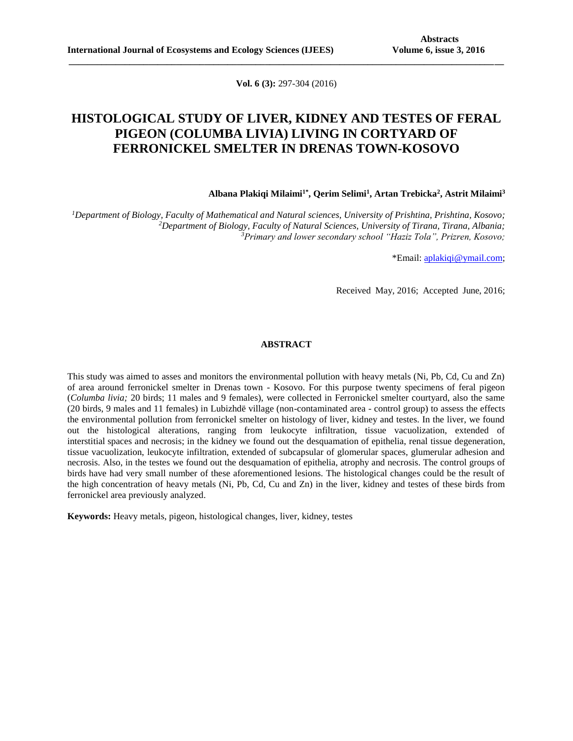**Vol. 6 (3):** 297-304 (2016)

# HISTOLOGICAL STUDY OF LIVER, KIDNEY AND TESTES OF FERAL PIGEON (COLUMBA LIVIA) LIVING IN CORTYARD OF FERRONICKEL SMELTER IN DRENAS TOWN-KOSOVO

**Albana Plakiqi Milaimi[1*], Qerim Selimi[1], Artan Trebicka[2], Astrit Milaimi[3]**

[1]*Department of Biology, Faculty of Mathematical and Natural sciences, University of Prishtina, Prishtina, Kosovo;*
[2]*Department of Biology, Faculty of Natural Sciences, University of Tirana, Tirana, Albania;*
[3]*Primary and lower secondary school "Haziz Tola", Prizren, Kosovo;*

*Email: aplakiqi@ymail.com;

Received May, 2016; Accepted June, 2016;

## ABSTRACT

This study was aimed to asses and monitors the environmental pollution with heavy metals (Ni, Pb, Cd, Cu and Zn) of area around ferronickel smelter in Drenas town - Kosovo. For this purpose twenty specimens of feral pigeon (*Columba livia;* 20 birds; 11 males and 9 females), were collected in Ferronickel smelter courtyard, also the same (20 birds, 9 males and 11 females) in Lubizhdë village (non-contaminated area - control group) to assess the effects the environmental pollution from ferronickel smelter on histology of liver, kidney and testes. In the liver, we found out the histological alterations, ranging from leukocyte infiltration, tissue vacuolization, extended of interstitial spaces and necrosis; in the kidney we found out the desquamation of epithelia, renal tissue degeneration, tissue vacuolization, leukocyte infiltration, extended of subcapsular of glomerular spaces, glumerular adhesion and necrosis. Also, in the testes we found out the desquamation of epithelia, atrophy and necrosis. The control groups of birds have had very small number of these aforementioned lesions. The histological changes could be the result of the high concentration of heavy metals (Ni, Pb, Cd, Cu and Zn) in the liver, kidney and testes of these birds from ferronickel area previously analyzed.

**Keywords:** Heavy metals, pigeon, histological changes, liver, kidney, testes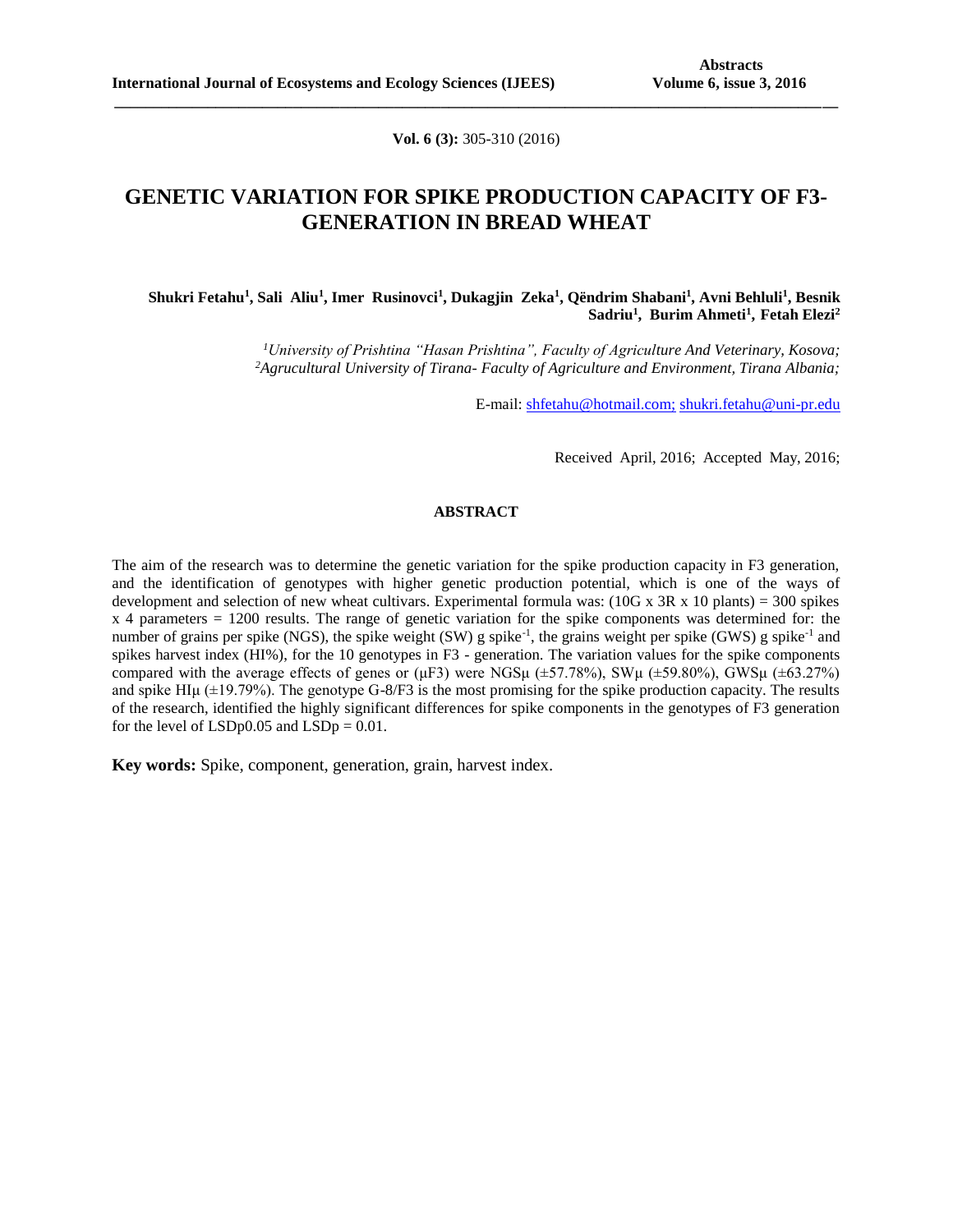**Vol. 6 (3):** 305-310 (2016)

# GENETIC VARIATION FOR SPIKE PRODUCTION CAPACITY OF F3-GENERATION IN BREAD WHEAT

**Shukri Fetahu[1], Sali Aliu[1], Imer Rusinovci[1], Dukagjin Zeka[1], Qëndrim Shabani[1], Avni Behluli[1], Besnik Sadriu[1], Burim Ahmeti[1], Fetah Elezi[2]**

[1]*University of Prishtina "Hasan Prishtina", Faculty of Agriculture And Veterinary, Kosova;*
[2]*Agrucultural University of Tirana- Faculty of Agriculture and Environment, Tirana Albania;*

E-mail: shfetahu@hotmail.com; shukri.fetahu@uni-pr.edu

Received April, 2016; Accepted May, 2016;

## ABSTRACT

The aim of the research was to determine the genetic variation for the spike production capacity in F3 generation, and the identification of genotypes with higher genetic production potential, which is one of the ways of development and selection of new wheat cultivars. Experimental formula was: (10G x 3R x 10 plants) = 300 spikes x 4 parameters = 1200 results. The range of genetic variation for the spike components was determined for: the number of grains per spike (NGS), the spike weight (SW) g spike$^{-1}$, the grains weight per spike (GWS) g spike$^{-1}$ and spikes harvest index (HI%), for the 10 genotypes in F3 - generation. The variation values for the spike components compared with the average effects of genes or ($\mu$F3) were NGS$\mu$ ($\pm$57.78%), SW$\mu$ ($\pm$59.80%), GWS$\mu$ ($\pm$63.27%) and spike HI$\mu$ ($\pm$19.79%). The genotype G-8/F3 is the most promising for the spike production capacity. The results of the research, identified the highly significant differences for spike components in the genotypes of F3 generation for the level of LSDp0.05 and LSDp = 0.01.

**Key words:** Spike, component, generation, grain, harvest index.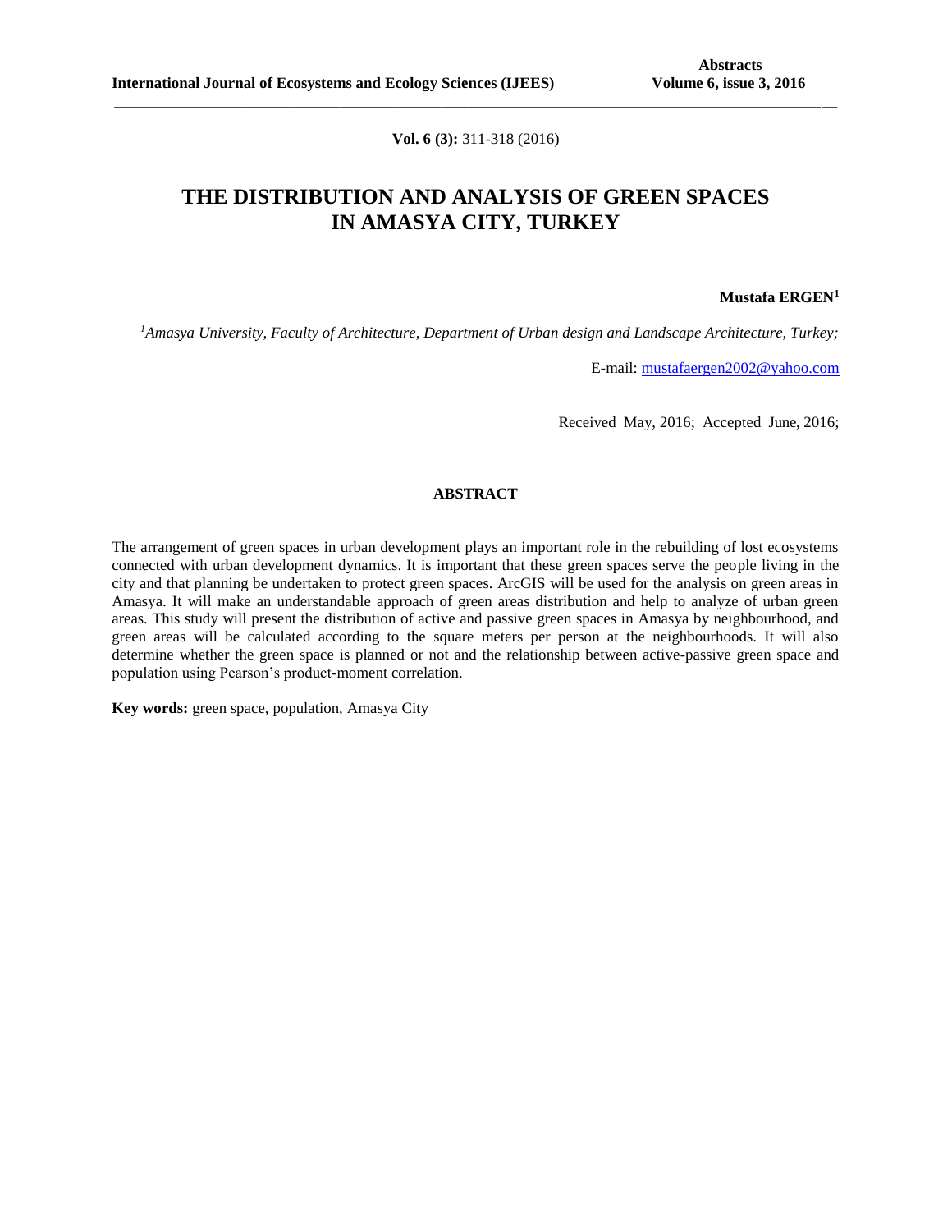**Vol. 6 (3):** 311-318 (2016)

# THE DISTRIBUTION AND ANALYSIS OF GREEN SPACES IN AMASYA CITY, TURKEY

**Mustafa ERGEN[1]**

*[1]Amasya University, Faculty of Architecture, Department of Urban design and Landscape Architecture, Turkey;*

E-mail: mustafaergen2002@yahoo.com

Received May, 2016; Accepted June, 2016;

## ABSTRACT

The arrangement of green spaces in urban development plays an important role in the rebuilding of lost ecosystems connected with urban development dynamics. It is important that these green spaces serve the people living in the city and that planning be undertaken to protect green spaces. ArcGIS will be used for the analysis on green areas in Amasya. It will make an understandable approach of green areas distribution and help to analyze of urban green areas. This study will present the distribution of active and passive green spaces in Amasya by neighbourhood, and green areas will be calculated according to the square meters per person at the neighbourhoods. It will also determine whether the green space is planned or not and the relationship between active-passive green space and population using Pearson's product-moment correlation.

**Key words:** green space, population, Amasya City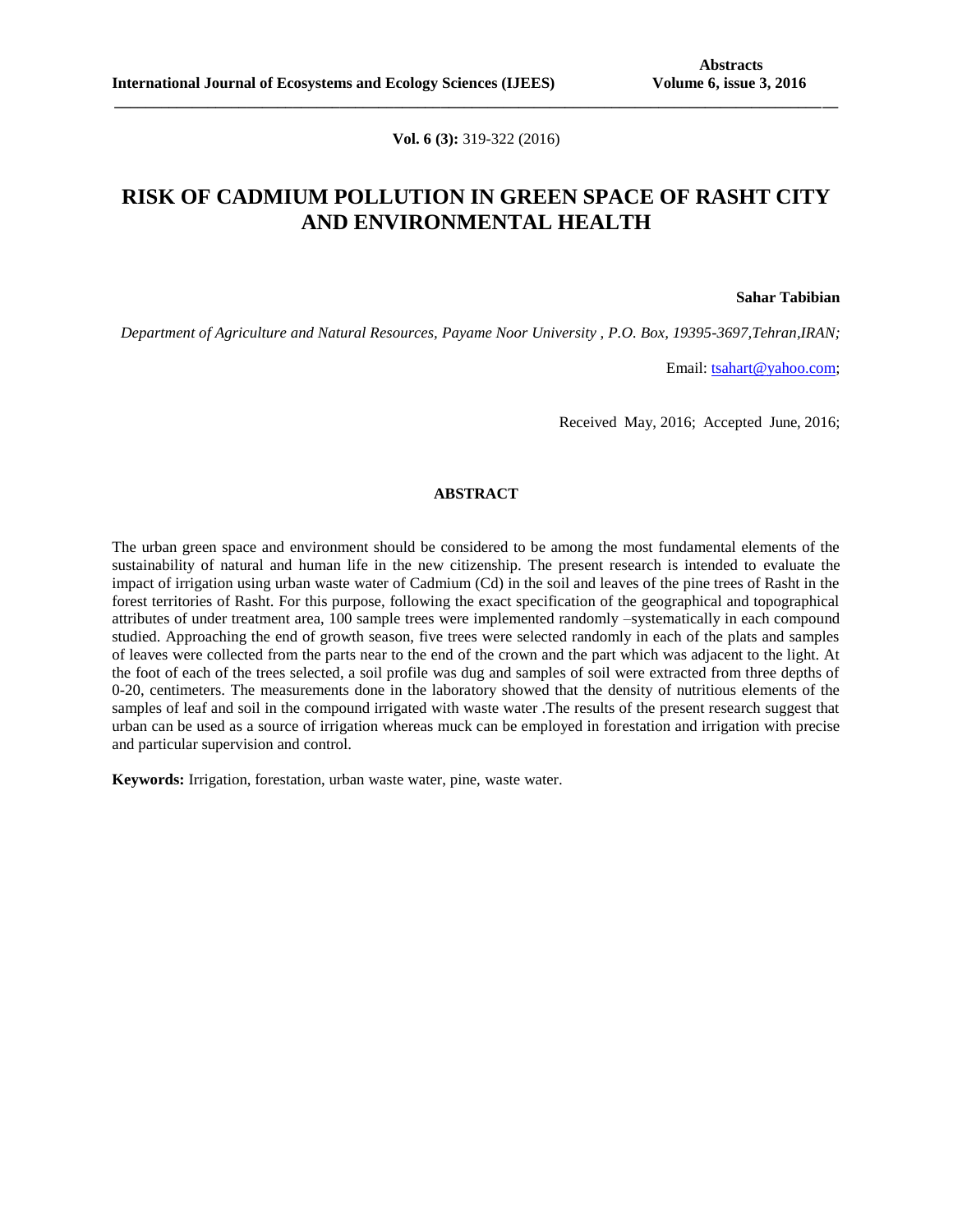**Vol. 6 (3):** 319-322 (2016)

# RISK OF CADMIUM POLLUTION IN GREEN SPACE OF RASHT CITY AND ENVIRONMENTAL HEALTH

**Sahar Tabibian**

*Department of Agriculture and Natural Resources, Payame Noor University , P.O. Box, 19395-3697,Tehran,IRAN;*

Email: tsahart@yahoo.com;

Received May, 2016; Accepted June, 2016;

## ABSTRACT

The urban green space and environment should be considered to be among the most fundamental elements of the sustainability of natural and human life in the new citizenship. The present research is intended to evaluate the impact of irrigation using urban waste water of Cadmium (Cd) in the soil and leaves of the pine trees of Rasht in the forest territories of Rasht. For this purpose, following the exact specification of the geographical and topographical attributes of under treatment area, 100 sample trees were implemented randomly –systematically in each compound studied. Approaching the end of growth season, five trees were selected randomly in each of the plats and samples of leaves were collected from the parts near to the end of the crown and the part which was adjacent to the light. At the foot of each of the trees selected, a soil profile was dug and samples of soil were extracted from three depths of 0-20, centimeters. The measurements done in the laboratory showed that the density of nutritious elements of the samples of leaf and soil in the compound irrigated with waste water .The results of the present research suggest that urban can be used as a source of irrigation whereas muck can be employed in forestation and irrigation with precise and particular supervision and control.

**Keywords:** Irrigation, forestation, urban waste water, pine, waste water.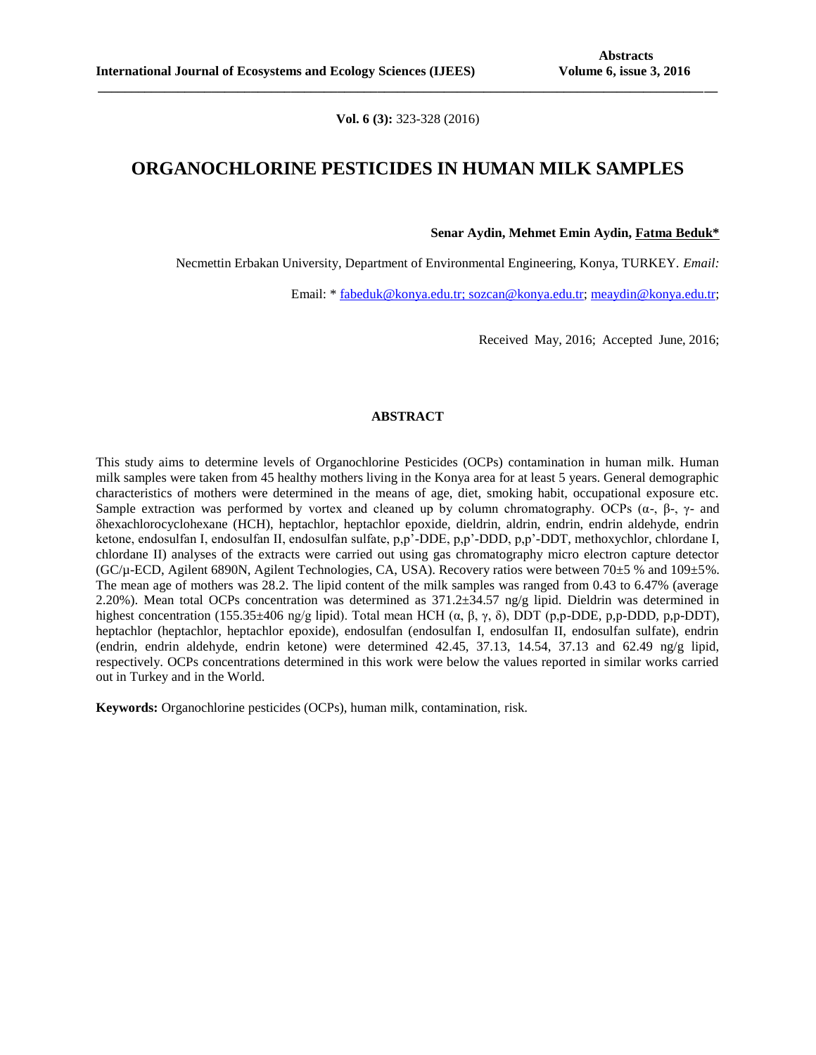**Vol. 6 (3):** 323-328 (2016)

# ORGANOCHLORINE PESTICIDES IN HUMAN MILK SAMPLES

**Senar Aydin, Mehmet Emin Aydin, Fatma Beduk***

Necmettin Erbakan University, Department of Environmental Engineering, Konya, TURKEY. *Email:*

Email: * fabeduk@konya.edu.tr; sozcan@konya.edu.tr; meaydin@konya.edu.tr;

Received May, 2016; Accepted June, 2016;

## ABSTRACT

This study aims to determine levels of Organochlorine Pesticides (OCPs) contamination in human milk. Human milk samples were taken from 45 healthy mothers living in the Konya area for at least 5 years. General demographic characteristics of mothers were determined in the means of age, diet, smoking habit, occupational exposure etc. Sample extraction was performed by vortex and cleaned up by column chromatography. OCPs (α-, β-, γ- and δhexachlorocyclohexane (HCH), heptachlor, heptachlor epoxide, dieldrin, aldrin, endrin, endrin aldehyde, endrin ketone, endosulfan I, endosulfan II, endosulfan sulfate, p,p'-DDE, p,p'-DDD, p,p'-DDT, methoxychlor, chlordane I, chlordane II) analyses of the extracts were carried out using gas chromatography micro electron capture detector (GC/μ-ECD, Agilent 6890N, Agilent Technologies, CA, USA). Recovery ratios were between 70±5 % and 109±5%. The mean age of mothers was 28.2. The lipid content of the milk samples was ranged from 0.43 to 6.47% (average 2.20%). Mean total OCPs concentration was determined as 371.2±34.57 ng/g lipid. Dieldrin was determined in highest concentration (155.35±406 ng/g lipid). Total mean HCH (α, β, γ, δ), DDT (p,p-DDE, p,p-DDD, p,p-DDT), heptachlor (heptachlor, heptachlor epoxide), endosulfan (endosulfan I, endosulfan II, endosulfan sulfate), endrin (endrin, endrin aldehyde, endrin ketone) were determined 42.45, 37.13, 14.54, 37.13 and 62.49 ng/g lipid, respectively. OCPs concentrations determined in this work were below the values reported in similar works carried out in Turkey and in the World.

**Keywords:** Organochlorine pesticides (OCPs), human milk, contamination, risk.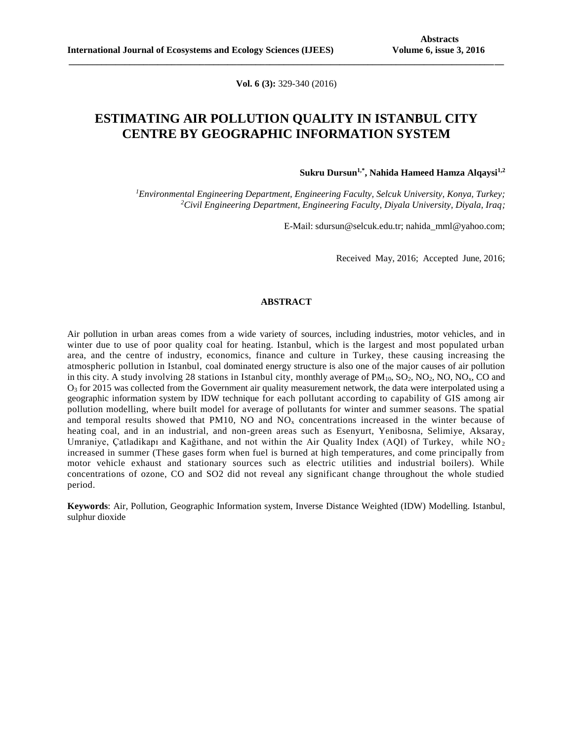**Vol. 6 (3):** 329-340 (2016)

# ESTIMATING AIR POLLUTION QUALITY IN ISTANBUL CITY CENTRE BY GEOGRAPHIC INFORMATION SYSTEM

**Sukru Dursun[1,*], Nahida Hameed Hamza Alqaysi[1,2]**

*[1]Environmental Engineering Department, Engineering Faculty, Selcuk University, Konya, Turkey;*
*[2]Civil Engineering Department, Engineering Faculty, Diyala University, Diyala, Iraq;*

E-Mail: sdursun@selcuk.edu.tr; nahida_mml@yahoo.com;

Received May, 2016; Accepted June, 2016;

## ABSTRACT

Air pollution in urban areas comes from a wide variety of sources, including industries, motor vehicles, and in winter due to use of poor quality coal for heating. Istanbul, which is the largest and most populated urban area, and the centre of industry, economics, finance and culture in Turkey, these causing increasing the atmospheric pollution in Istanbul, coal dominated energy structure is also one of the major causes of air pollution in this city. A study involving 28 stations in Istanbul city, monthly average of $PM_{10}$, $SO_2$, $NO_2$, NO, $NO_x$, CO and $O_3$ for 2015 was collected from the Government air quality measurement network, the data were interpolated using a geographic information system by IDW technique for each pollutant according to capability of GIS among air pollution modelling, where built model for average of pollutants for winter and summer seasons. The spatial and temporal results showed that PM10, NO and $NO_x$ concentrations increased in the winter because of heating coal, and in an industrial, and non-green areas such as Esenyurt, Yenibosna, Selimiye, Aksaray, Umraniye, Çatladikapı and Kağithane, and not within the Air Quality Index (AQI) of Turkey, while $NO_2$ increased in summer (These gases form when fuel is burned at high temperatures, and come principally from motor vehicle exhaust and stationary sources such as electric utilities and industrial boilers). While concentrations of ozone, CO and SO2 did not reveal any significant change throughout the whole studied period.

**Keywords**: Air, Pollution, Geographic Information system, Inverse Distance Weighted (IDW) Modelling. Istanbul, sulphur dioxide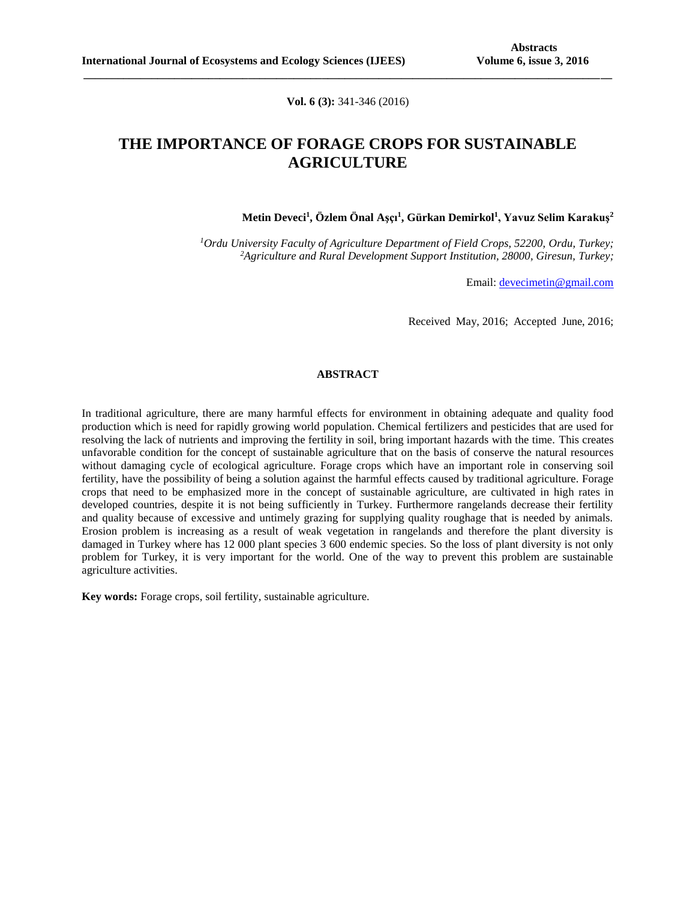# THE IMPORTANCE OF FORAGE CROPS FOR SUSTAINABLE AGRICULTURE

**Metin Deveci[1], Özlem Önal Aşçı[1], Gürkan Demirkol[1], Yavuz Selim Karakuş[2]**

*[1]Ordu University Faculty of Agriculture Department of Field Crops, 52200, Ordu, Turkey;*
*[2]Agriculture and Rural Development Support Institution, 28000, Giresun, Turkey;*

Email: devecimetin@gmail.com

Received May, 2016; Accepted June, 2016;

## ABSTRACT

In traditional agriculture, there are many harmful effects for environment in obtaining adequate and quality food production which is need for rapidly growing world population. Chemical fertilizers and pesticides that are used for resolving the lack of nutrients and improving the fertility in soil, bring important hazards with the time. This creates unfavorable condition for the concept of sustainable agriculture that on the basis of conserve the natural resources without damaging cycle of ecological agriculture. Forage crops which have an important role in conserving soil fertility, have the possibility of being a solution against the harmful effects caused by traditional agriculture. Forage crops that need to be emphasized more in the concept of sustainable agriculture, are cultivated in high rates in developed countries, despite it is not being sufficiently in Turkey. Furthermore rangelands decrease their fertility and quality because of excessive and untimely grazing for supplying quality roughage that is needed by animals. Erosion problem is increasing as a result of weak vegetation in rangelands and therefore the plant diversity is damaged in Turkey where has 12 000 plant species 3 600 endemic species. So the loss of plant diversity is not only problem for Turkey, it is very important for the world. One of the way to prevent this problem are sustainable agriculture activities.

**Key words:** Forage crops, soil fertility, sustainable agriculture.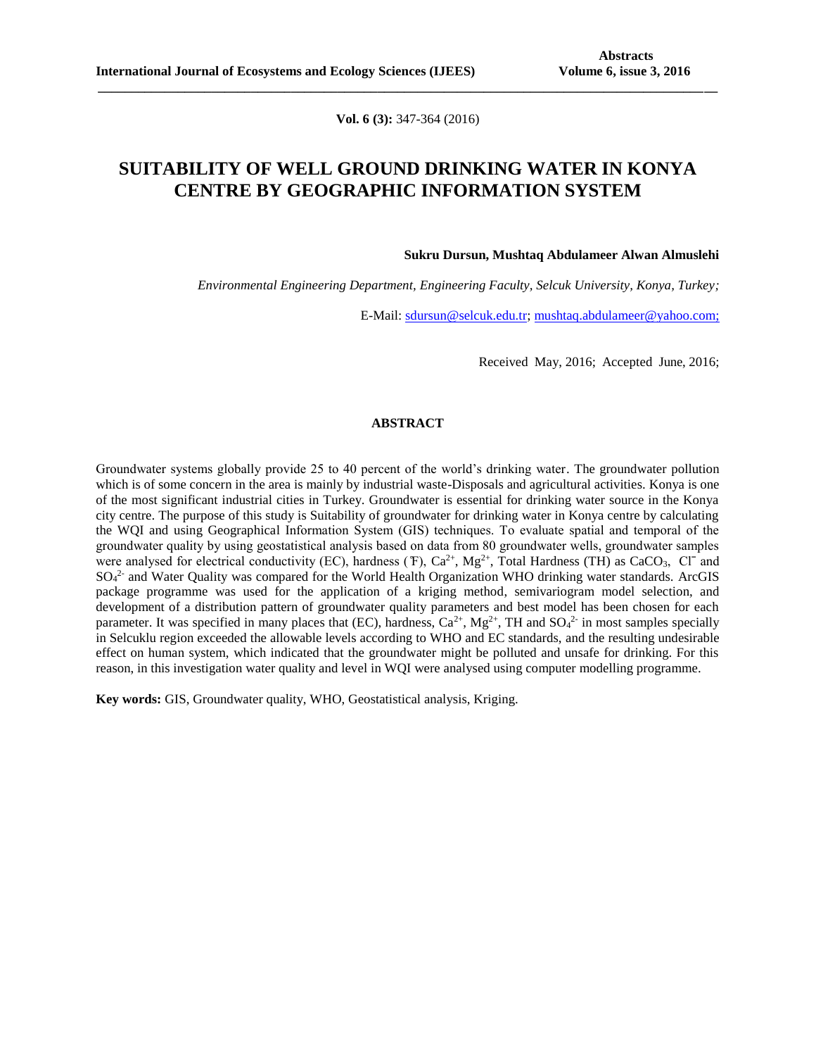**Vol. 6 (3):** 347-364 (2016)

# SUITABILITY OF WELL GROUND DRINKING WATER IN KONYA CENTRE BY GEOGRAPHIC INFORMATION SYSTEM

**Sukru Dursun, Mushtaq Abdulameer Alwan Almuslehi**

*Environmental Engineering Department, Engineering Faculty, Selcuk University, Konya, Turkey;*

E-Mail: sdursun@selcuk.edu.tr; mushtaq.abdulameer@yahoo.com;

Received May, 2016; Accepted June, 2016;

## ABSTRACT

Groundwater systems globally provide 25 to 40 percent of the world's drinking water. The groundwater pollution which is of some concern in the area is mainly by industrial waste-Disposals and agricultural activities. Konya is one of the most significant industrial cities in Turkey. Groundwater is essential for drinking water source in the Konya city centre. The purpose of this study is Suitability of groundwater for drinking water in Konya centre by calculating the WQI and using Geographical Information System (GIS) techniques. To evaluate spatial and temporal of the groundwater quality by using geostatistical analysis based on data from 80 groundwater wells, groundwater samples were analysed for electrical conductivity (EC), hardness (Ŧ), $Ca^{2+}$, $Mg^{2+}$, Total Hardness (TH) as $CaCO_3$, $Cl^-$ and $SO_4^{2-}$ and Water Quality was compared for the World Health Organization WHO drinking water standards. ArcGIS package programme was used for the application of a kriging method, semivariogram model selection, and development of a distribution pattern of groundwater quality parameters and best model has been chosen for each parameter. It was specified in many places that (EC), hardness, $Ca^{2+}$, $Mg^{2+}$, TH and $SO_4^{2-}$ in most samples specially in Selcuklu region exceeded the allowable levels according to WHO and EC standards, and the resulting undesirable effect on human system, which indicated that the groundwater might be polluted and unsafe for drinking. For this reason, in this investigation water quality and level in WQI were analysed using computer modelling programme.

**Key words:** GIS, Groundwater quality, WHO, Geostatistical analysis, Kriging.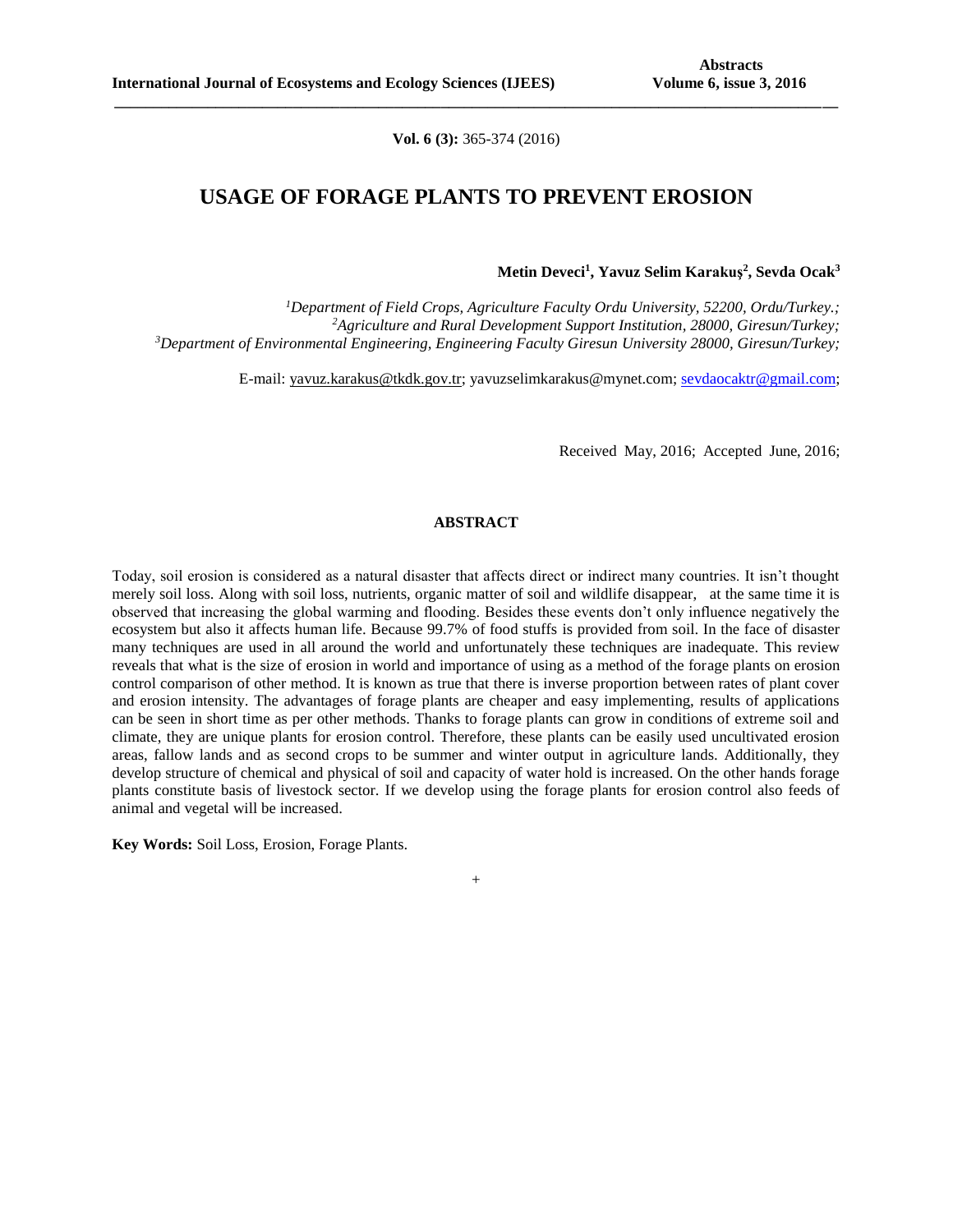**Vol. 6 (3):** 365-374 (2016)

# USAGE OF FORAGE PLANTS TO PREVENT EROSION

**Metin Deveci[1], Yavuz Selim Karakuş[2], Sevda Ocak[3]**

*[1]Department of Field Crops, Agriculture Faculty Ordu University, 52200, Ordu/Turkey.;*
*[2]Agriculture and Rural Development Support Institution, 28000, Giresun/Turkey;*
*[3]Department of Environmental Engineering, Engineering Faculty Giresun University 28000, Giresun/Turkey;*

E-mail: yavuz.karakus@tkdk.gov.tr; yavuzselimkarakus@mynet.com; sevdaocaktr@gmail.com;

Received May, 2016; Accepted June, 2016;

## ABSTRACT

Today, soil erosion is considered as a natural disaster that affects direct or indirect many countries. It isn't thought merely soil loss. Along with soil loss, nutrients, organic matter of soil and wildlife disappear, at the same time it is observed that increasing the global warming and flooding. Besides these events don't only influence negatively the ecosystem but also it affects human life. Because 99.7% of food stuffs is provided from soil. In the face of disaster many techniques are used in all around the world and unfortunately these techniques are inadequate. This review reveals that what is the size of erosion in world and importance of using as a method of the forage plants on erosion control comparison of other method. It is known as true that there is inverse proportion between rates of plant cover and erosion intensity. The advantages of forage plants are cheaper and easy implementing, results of applications can be seen in short time as per other methods. Thanks to forage plants can grow in conditions of extreme soil and climate, they are unique plants for erosion control. Therefore, these plants can be easily used uncultivated erosion areas, fallow lands and as second crops to be summer and winter output in agriculture lands. Additionally, they develop structure of chemical and physical of soil and capacity of water hold is increased. On the other hands forage plants constitute basis of livestock sector. If we develop using the forage plants for erosion control also feeds of animal and vegetal will be increased.

**Key Words:** Soil Loss, Erosion, Forage Plants.

+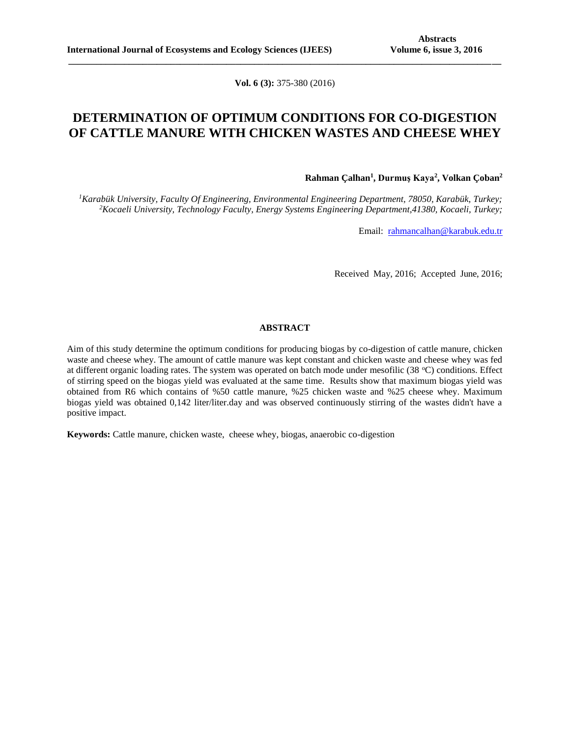**Vol. 6 (3):** 375-380 (2016)

# DETERMINATION OF OPTIMUM CONDITIONS FOR CO-DIGESTION OF CATTLE MANURE WITH CHICKEN WASTES AND CHEESE WHEY

**Rahman Çalhan[1], Durmuş Kaya[2], Volkan Çoban[2]**

*[1]Karabük University, Faculty Of Engineering, Environmental Engineering Department, 78050, Karabük, Turkey;*
*[2]Kocaeli University, Technology Faculty, Energy Systems Engineering Department,41380, Kocaeli, Turkey;*

Email: rahmancalhan@karabuk.edu.tr

Received May, 2016; Accepted June, 2016;

## ABSTRACT

Aim of this study determine the optimum conditions for producing biogas by co-digestion of cattle manure, chicken waste and cheese whey. The amount of cattle manure was kept constant and chicken waste and cheese whey was fed at different organic loading rates. The system was operated on batch mode under mesofilic (38 °C) conditions. Effect of stirring speed on the biogas yield was evaluated at the same time. Results show that maximum biogas yield was obtained from R6 which contains of %50 cattle manure, %25 chicken waste and %25 cheese whey. Maximum biogas yield was obtained 0,142 liter/liter.day and was observed continuously stirring of the wastes didn't have a positive impact.

**Keywords:** Cattle manure, chicken waste, cheese whey, biogas, anaerobic co-digestion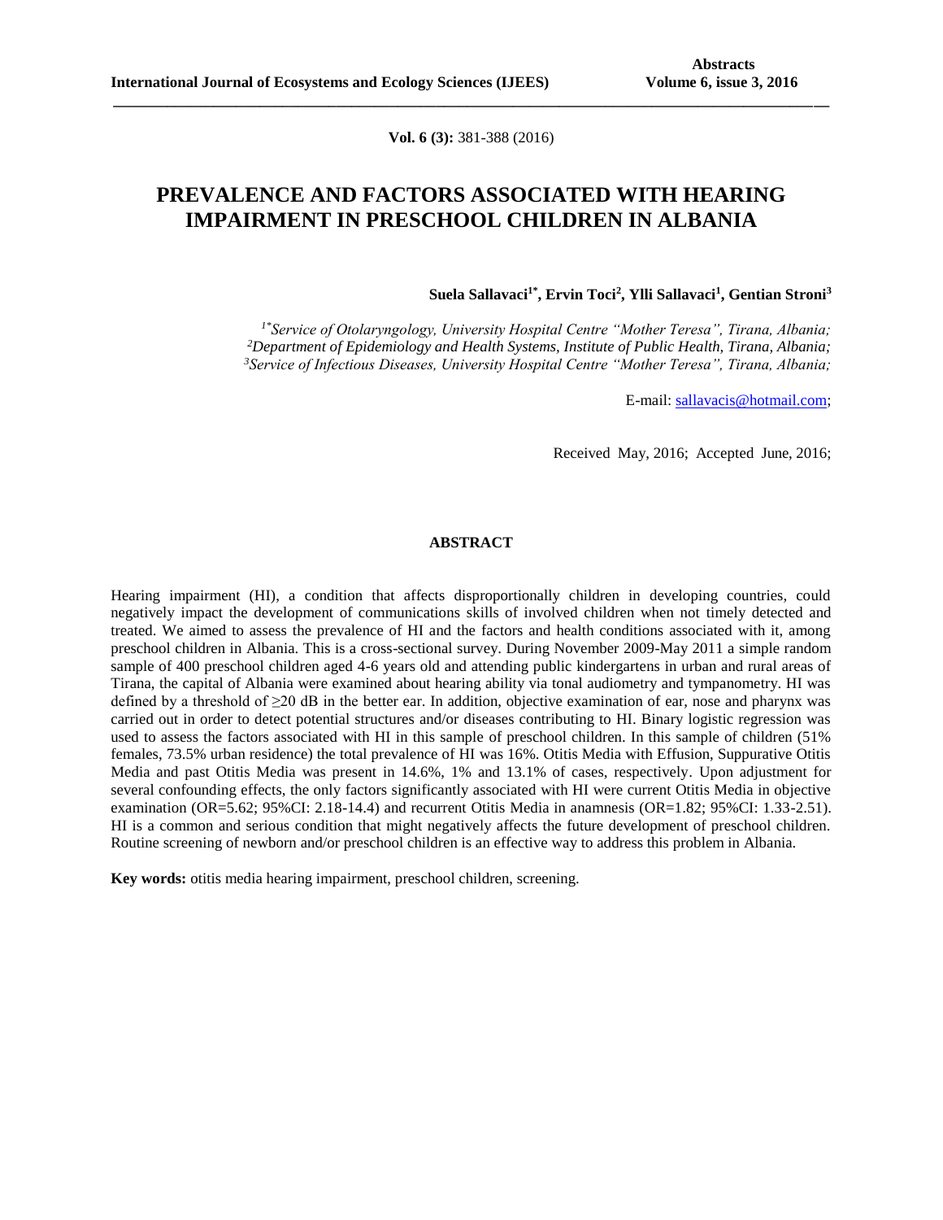# PREVALENCE AND FACTORS ASSOCIATED WITH HEARING IMPAIRMENT IN PRESCHOOL CHILDREN IN ALBANIA

**Suela Sallavaci[1*], Ervin Toci[2], Ylli Sallavaci[1], Gentian Stroni[3]**

*[1*]Service of Otolaryngology, University Hospital Centre "Mother Teresa", Tirana, Albania;*
*[2]Department of Epidemiology and Health Systems, Institute of Public Health, Tirana, Albania;*
*[3]Service of Infectious Diseases, University Hospital Centre "Mother Teresa", Tirana, Albania;*

E-mail: sallavacis@hotmail.com;

Received May, 2016; Accepted June, 2016;

## ABSTRACT

Hearing impairment (HI), a condition that affects disproportionally children in developing countries, could negatively impact the development of communications skills of involved children when not timely detected and treated. We aimed to assess the prevalence of HI and the factors and health conditions associated with it, among preschool children in Albania. This is a cross-sectional survey. During November 2009-May 2011 a simple random sample of 400 preschool children aged 4-6 years old and attending public kindergartens in urban and rural areas of Tirana, the capital of Albania were examined about hearing ability via tonal audiometry and tympanometry. HI was defined by a threshold of ≥20 dB in the better ear. In addition, objective examination of ear, nose and pharynx was carried out in order to detect potential structures and/or diseases contributing to HI. Binary logistic regression was used to assess the factors associated with HI in this sample of preschool children. In this sample of children (51% females, 73.5% urban residence) the total prevalence of HI was 16%. Otitis Media with Effusion, Suppurative Otitis Media and past Otitis Media was present in 14.6%, 1% and 13.1% of cases, respectively. Upon adjustment for several confounding effects, the only factors significantly associated with HI were current Otitis Media in objective examination (OR=5.62; 95%CI: 2.18-14.4) and recurrent Otitis Media in anamnesis (OR=1.82; 95%CI: 1.33-2.51). HI is a common and serious condition that might negatively affects the future development of preschool children. Routine screening of newborn and/or preschool children is an effective way to address this problem in Albania.

**Key words:** otitis media hearing impairment, preschool children, screening.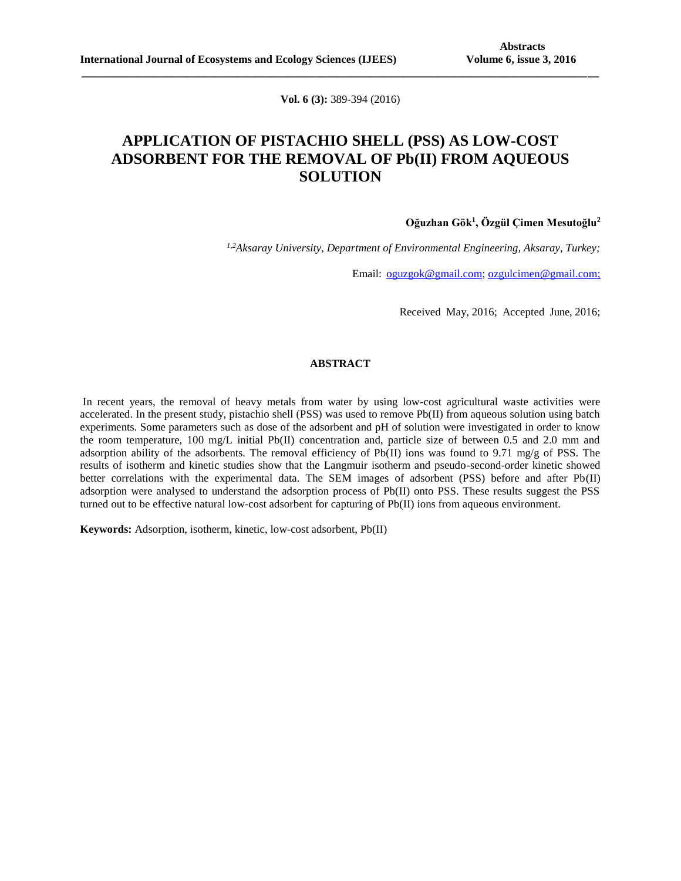**Vol. 6 (3):** 389-394 (2016)

# APPLICATION OF PISTACHIO SHELL (PSS) AS LOW-COST ADSORBENT FOR THE REMOVAL OF Pb(II) FROM AQUEOUS SOLUTION

**Oğuzhan Gök[1], Özgül Çimen Mesutoğlu[2]**

*[1,2]Aksaray University, Department of Environmental Engineering, Aksaray, Turkey;*

Email: oguzgok@gmail.com; ozgulcimen@gmail.com;

Received May, 2016; Accepted June, 2016;

## ABSTRACT

In recent years, the removal of heavy metals from water by using low-cost agricultural waste activities were accelerated. In the present study, pistachio shell (PSS) was used to remove Pb(II) from aqueous solution using batch experiments. Some parameters such as dose of the adsorbent and pH of solution were investigated in order to know the room temperature, 100 mg/L initial Pb(II) concentration and, particle size of between 0.5 and 2.0 mm and adsorption ability of the adsorbents. The removal efficiency of Pb(II) ions was found to 9.71 mg/g of PSS. The results of isotherm and kinetic studies show that the Langmuir isotherm and pseudo-second-order kinetic showed better correlations with the experimental data. The SEM images of adsorbent (PSS) before and after Pb(II) adsorption were analysed to understand the adsorption process of Pb(II) onto PSS. These results suggest the PSS turned out to be effective natural low-cost adsorbent for capturing of Pb(II) ions from aqueous environment.

**Keywords:** Adsorption, isotherm, kinetic, low-cost adsorbent, Pb(II)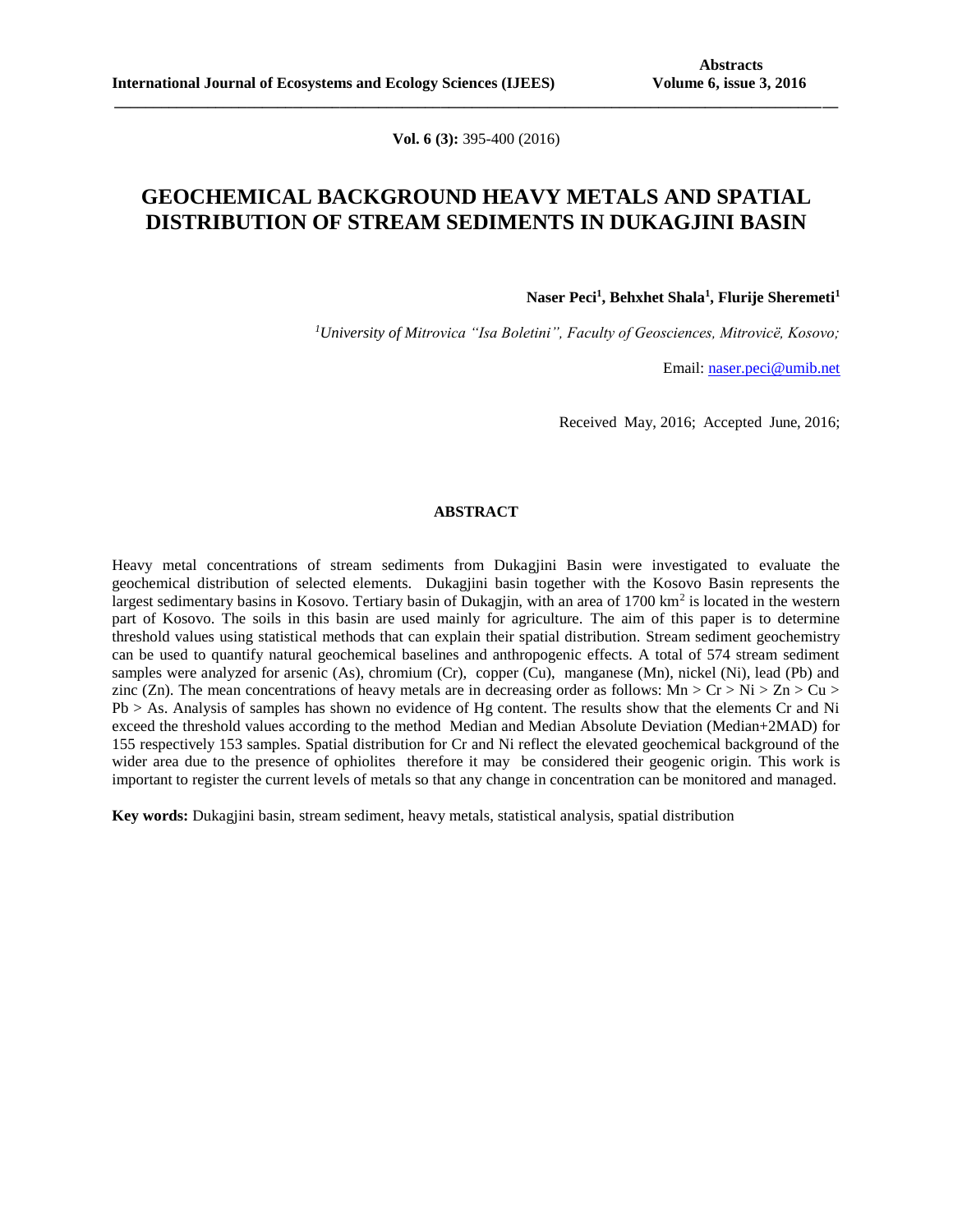# GEOCHEMICAL BACKGROUND HEAVY METALS AND SPATIAL DISTRIBUTION OF STREAM SEDIMENTS IN DUKAGJINI BASIN

**Naser Peci[1], Behxhet Shala[1], Flurije Sheremeti[1]**

*[1]University of Mitrovica "Isa Boletini", Faculty of Geosciences, Mitrovicë, Kosovo;*

Email: naser.peci@umib.net

Received May, 2016; Accepted June, 2016;

### ABSTRACT

Heavy metal concentrations of stream sediments from Dukagjini Basin were investigated to evaluate the geochemical distribution of selected elements. Dukagjini basin together with the Kosovo Basin represents the largest sedimentary basins in Kosovo. Tertiary basin of Dukagjin, with an area of 1700 km$^2$ is located in the western part of Kosovo. The soils in this basin are used mainly for agriculture. The aim of this paper is to determine threshold values using statistical methods that can explain their spatial distribution. Stream sediment geochemistry can be used to quantify natural geochemical baselines and anthropogenic effects. A total of 574 stream sediment samples were analyzed for arsenic (As), chromium (Cr), copper (Cu), manganese (Mn), nickel (Ni), lead (Pb) and zinc (Zn). The mean concentrations of heavy metals are in decreasing order as follows: Mn > Cr > Ni > Zn > Cu > Pb > As. Analysis of samples has shown no evidence of Hg content. The results show that the elements Cr and Ni exceed the threshold values according to the method Median and Median Absolute Deviation (Median+2MAD) for 155 respectively 153 samples. Spatial distribution for Cr and Ni reflect the elevated geochemical background of the wider area due to the presence of ophiolites therefore it may be considered their geogenic origin. This work is important to register the current levels of metals so that any change in concentration can be monitored and managed.

**Key words:** Dukagjini basin, stream sediment, heavy metals, statistical analysis, spatial distribution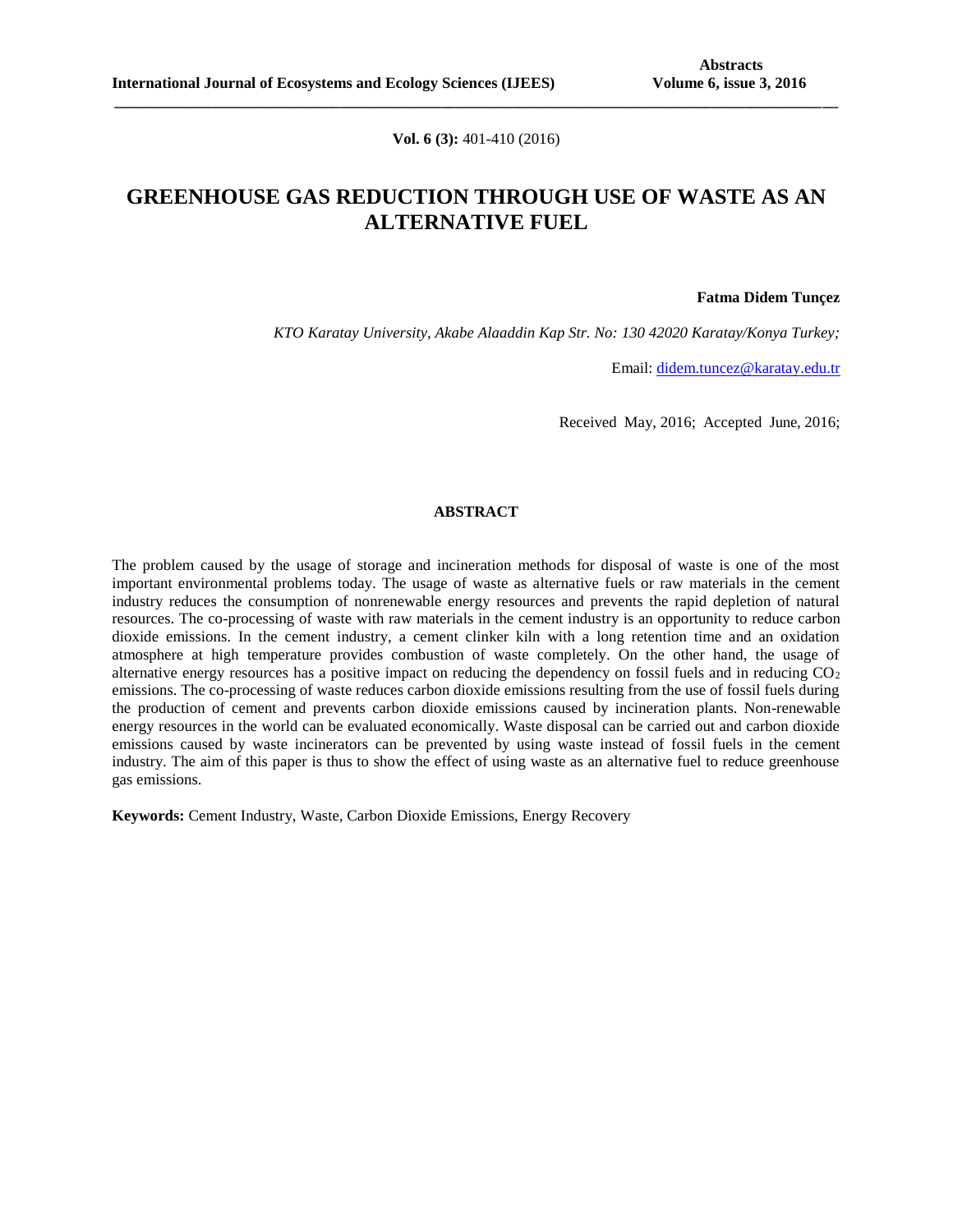**Vol. 6 (3):** 401-410 (2016)

# GREENHOUSE GAS REDUCTION THROUGH USE OF WASTE AS AN ALTERNATIVE FUEL

**Fatma Didem Tunçez**

*KTO Karatay University, Akabe Alaaddin Kap Str. No: 130 42020 Karatay/Konya Turkey;*

Email: didem.tuncez@karatay.edu.tr

Received May, 2016; Accepted June, 2016;

## ABSTRACT

The problem caused by the usage of storage and incineration methods for disposal of waste is one of the most important environmental problems today. The usage of waste as alternative fuels or raw materials in the cement industry reduces the consumption of nonrenewable energy resources and prevents the rapid depletion of natural resources. The co-processing of waste with raw materials in the cement industry is an opportunity to reduce carbon dioxide emissions. In the cement industry, a cement clinker kiln with a long retention time and an oxidation atmosphere at high temperature provides combustion of waste completely. On the other hand, the usage of alternative energy resources has a positive impact on reducing the dependency on fossil fuels and in reducing $CO_2$ emissions. The co-processing of waste reduces carbon dioxide emissions resulting from the use of fossil fuels during the production of cement and prevents carbon dioxide emissions caused by incineration plants. Non-renewable energy resources in the world can be evaluated economically. Waste disposal can be carried out and carbon dioxide emissions caused by waste incinerators can be prevented by using waste instead of fossil fuels in the cement industry. The aim of this paper is thus to show the effect of using waste as an alternative fuel to reduce greenhouse gas emissions.

**Keywords:** Cement Industry, Waste, Carbon Dioxide Emissions, Energy Recovery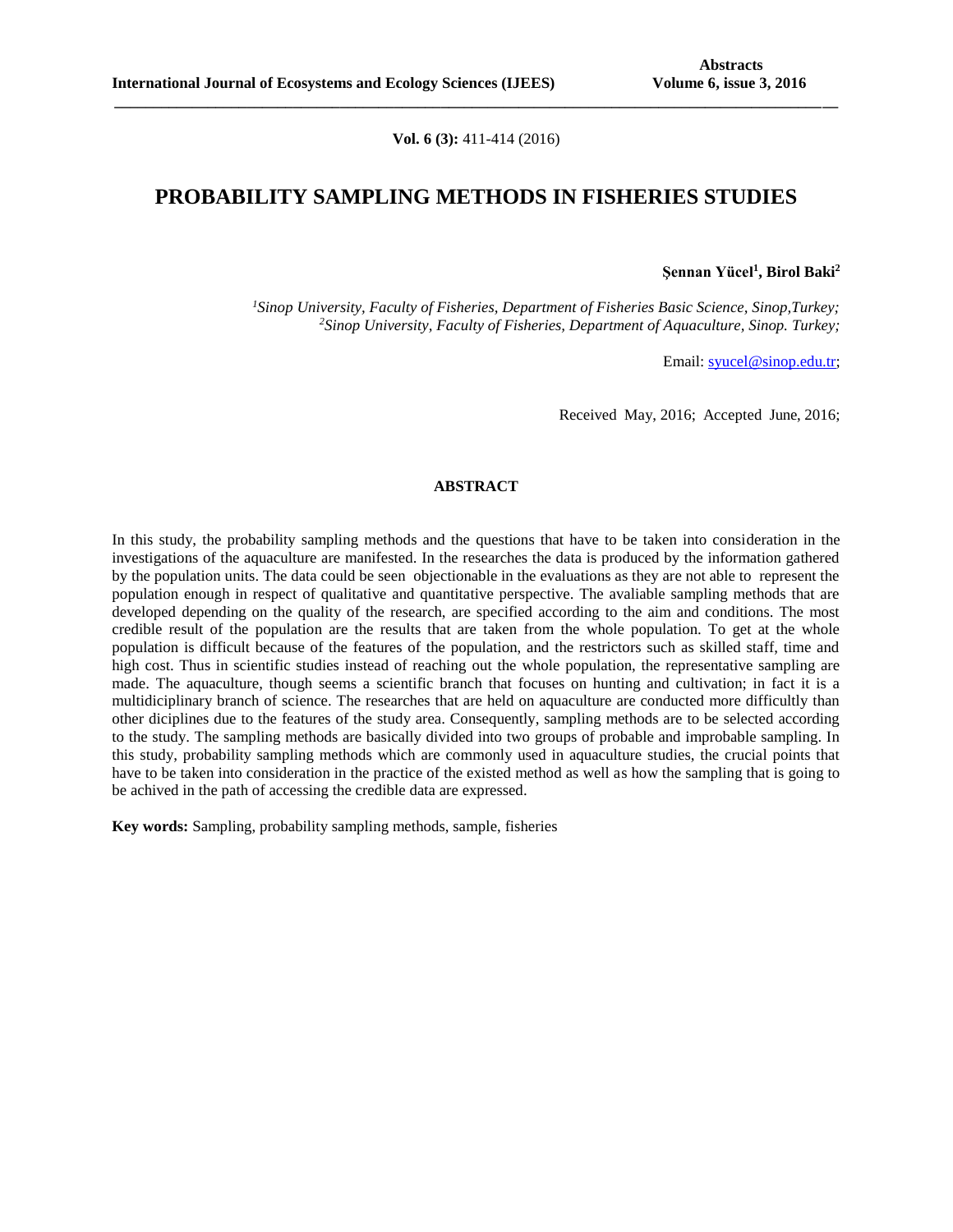**Vol. 6 (3):** 411-414 (2016)

# PROBABILITY SAMPLING METHODS IN FISHERIES STUDIES

**Şennan Yücel[1], Birol Baki[2]**

*[1]Sinop University, Faculty of Fisheries, Department of Fisheries Basic Science, Sinop,Turkey;*
*[2]Sinop University, Faculty of Fisheries, Department of Aquaculture, Sinop. Turkey;*

Email: syucel@sinop.edu.tr;

Received May, 2016; Accepted June, 2016;

## ABSTRACT

In this study, the probability sampling methods and the questions that have to be taken into consideration in the investigations of the aquaculture are manifested. In the researches the data is produced by the information gathered by the population units. The data could be seen objectionable in the evaluations as they are not able to represent the population enough in respect of qualitative and quantitative perspective. The avaliable sampling methods that are developed depending on the quality of the research, are specified according to the aim and conditions. The most credible result of the population are the results that are taken from the whole population. To get at the whole population is difficult because of the features of the population, and the restrictors such as skilled staff, time and high cost. Thus in scientific studies instead of reaching out the whole population, the representative sampling are made. The aquaculture, though seems a scientific branch that focuses on hunting and cultivation; in fact it is a multidiciplinary branch of science. The researches that are held on aquaculture are conducted more difficultly than other diciplines due to the features of the study area. Consequently, sampling methods are to be selected according to the study. The sampling methods are basically divided into two groups of probable and improbable sampling. In this study, probability sampling methods which are commonly used in aquaculture studies, the crucial points that have to be taken into consideration in the practice of the existed method as well as how the sampling that is going to be achived in the path of accessing the credible data are expressed.

**Key words:** Sampling, probability sampling methods, sample, fisheries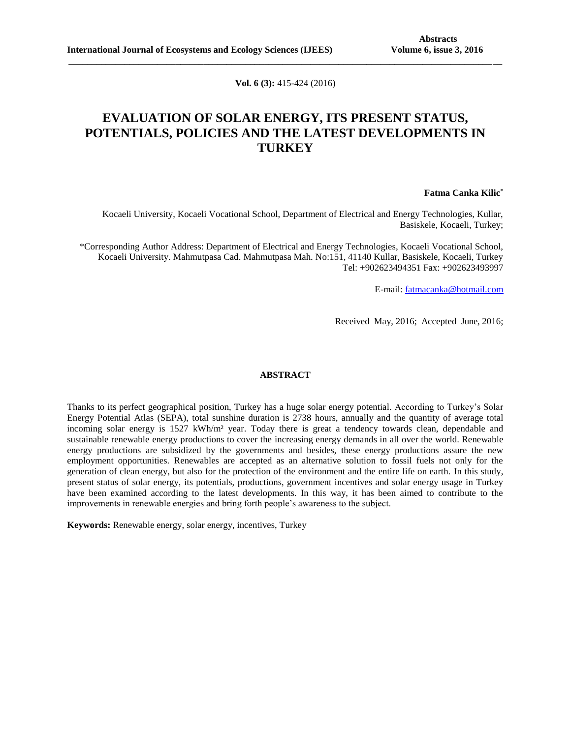**Vol. 6 (3):** 415-424 (2016)

# EVALUATION OF SOLAR ENERGY, ITS PRESENT STATUS, POTENTIALS, POLICIES AND THE LATEST DEVELOPMENTS IN TURKEY

**Fatma Canka Kilic***

Kocaeli University, Kocaeli Vocational School, Department of Electrical and Energy Technologies, Kullar, Basiskele, Kocaeli, Turkey;

*Corresponding Author Address: Department of Electrical and Energy Technologies, Kocaeli Vocational School, Kocaeli University. Mahmutpasa Cad. Mahmutpasa Mah. No:151, 41140 Kullar, Basiskele, Kocaeli, Turkey Tel: +902623494351 Fax: +902623493997

E-mail: fatmacanka@hotmail.com

Received May, 2016; Accepted June, 2016;

## ABSTRACT

Thanks to its perfect geographical position, Turkey has a huge solar energy potential. According to Turkey's Solar Energy Potential Atlas (SEPA), total sunshine duration is 2738 hours, annually and the quantity of average total incoming solar energy is 1527 kWh/m² year. Today there is great a tendency towards clean, dependable and sustainable renewable energy productions to cover the increasing energy demands in all over the world. Renewable energy productions are subsidized by the governments and besides, these energy productions assure the new employment opportunities. Renewables are accepted as an alternative solution to fossil fuels not only for the generation of clean energy, but also for the protection of the environment and the entire life on earth. In this study, present status of solar energy, its potentials, productions, government incentives and solar energy usage in Turkey have been examined according to the latest developments. In this way, it has been aimed to contribute to the improvements in renewable energies and bring forth people's awareness to the subject.

**Keywords:** Renewable energy, solar energy, incentives, Turkey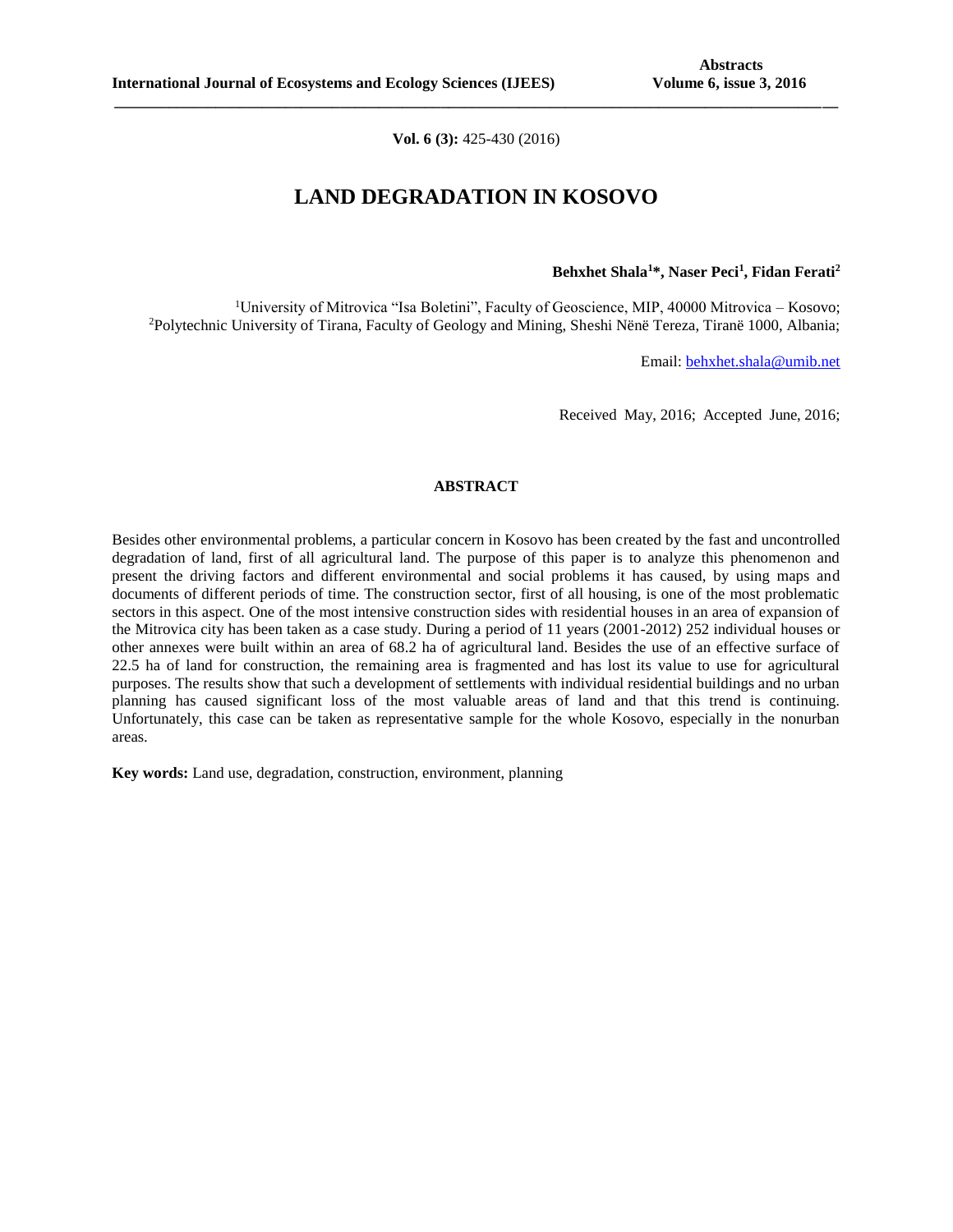**Vol. 6 (3):** 425-430 (2016)

# LAND DEGRADATION IN KOSOVO

**Behxhet Shala[1]\*, Naser Peci[1], Fidan Ferati[2]**

[1]University of Mitrovica "Isa Boletini", Faculty of Geoscience, MIP, 40000 Mitrovica – Kosovo;
[2]Polytechnic University of Tirana, Faculty of Geology and Mining, Sheshi Nënë Tereza, Tiranë 1000, Albania;

Email: behxhet.shala@umib.net

Received May, 2016; Accepted June, 2016;

## ABSTRACT

Besides other environmental problems, a particular concern in Kosovo has been created by the fast and uncontrolled degradation of land, first of all agricultural land. The purpose of this paper is to analyze this phenomenon and present the driving factors and different environmental and social problems it has caused, by using maps and documents of different periods of time. The construction sector, first of all housing, is one of the most problematic sectors in this aspect. One of the most intensive construction sides with residential houses in an area of expansion of the Mitrovica city has been taken as a case study. During a period of 11 years (2001-2012) 252 individual houses or other annexes were built within an area of 68.2 ha of agricultural land. Besides the use of an effective surface of 22.5 ha of land for construction, the remaining area is fragmented and has lost its value to use for agricultural purposes. The results show that such a development of settlements with individual residential buildings and no urban planning has caused significant loss of the most valuable areas of land and that this trend is continuing. Unfortunately, this case can be taken as representative sample for the whole Kosovo, especially in the nonurban areas.

**Key words:** Land use, degradation, construction, environment, planning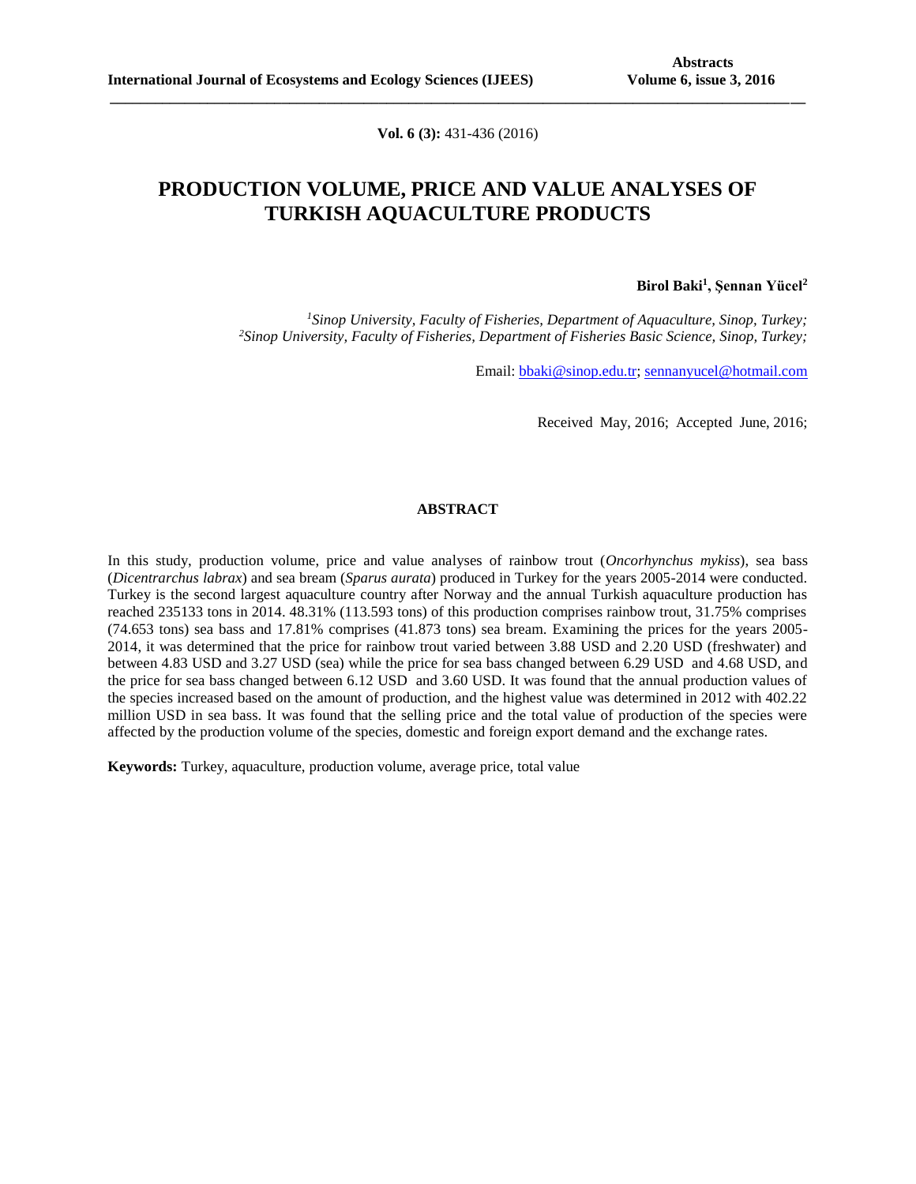# PRODUCTION VOLUME, PRICE AND VALUE ANALYSES OF TURKISH AQUACULTURE PRODUCTS

**Birol Baki[1], Şennan Yücel[2]**

*[1]Sinop University, Faculty of Fisheries, Department of Aquaculture, Sinop, Turkey;*
*[2]Sinop University, Faculty of Fisheries, Department of Fisheries Basic Science, Sinop, Turkey;*

Email: bbaki@sinop.edu.tr; sennanyucel@hotmail.com

Received May, 2016; Accepted June, 2016;

## ABSTRACT

In this study, production volume, price and value analyses of rainbow trout (*Oncorhynchus mykiss*), sea bass (*Dicentrarchus labrax*) and sea bream (*Sparus aurata*) produced in Turkey for the years 2005-2014 were conducted. Turkey is the second largest aquaculture country after Norway and the annual Turkish aquaculture production has reached 235133 tons in 2014. 48.31% (113.593 tons) of this production comprises rainbow trout, 31.75% comprises (74.653 tons) sea bass and 17.81% comprises (41.873 tons) sea bream. Examining the prices for the years 2005-2014, it was determined that the price for rainbow trout varied between 3.88 USD and 2.20 USD (freshwater) and between 4.83 USD and 3.27 USD (sea) while the price for sea bass changed between 6.29 USD and 4.68 USD, and the price for sea bass changed between 6.12 USD and 3.60 USD. It was found that the annual production values of the species increased based on the amount of production, and the highest value was determined in 2012 with 402.22 million USD in sea bass. It was found that the selling price and the total value of production of the species were affected by the production volume of the species, domestic and foreign export demand and the exchange rates.

**Keywords:** Turkey, aquaculture, production volume, average price, total value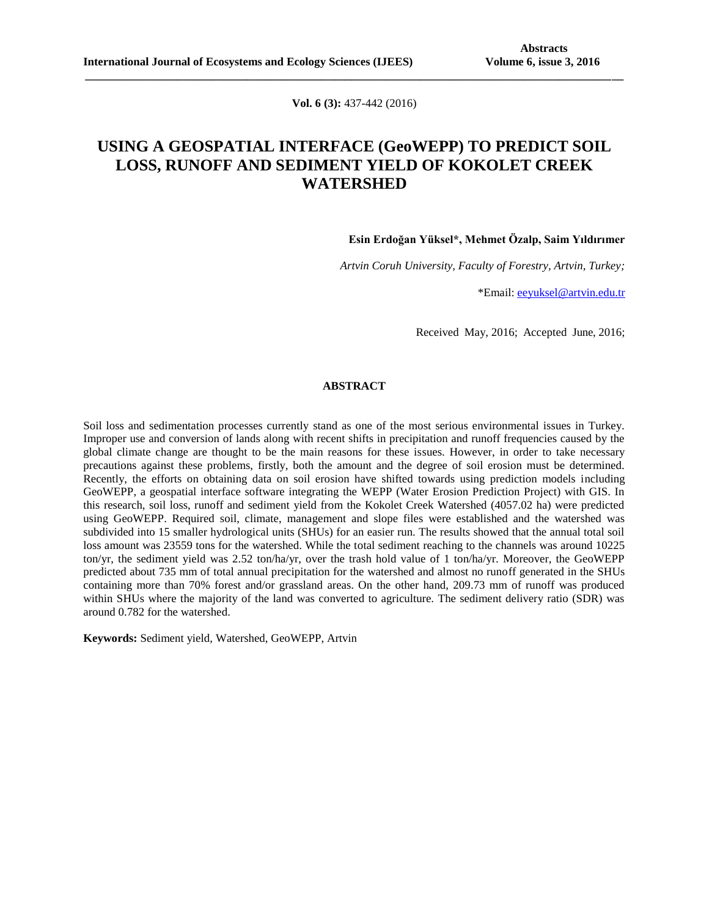**Vol. 6 (3):** 437-442 (2016)

# USING A GEOSPATIAL INTERFACE (GeoWEPP) TO PREDICT SOIL LOSS, RUNOFF AND SEDIMENT YIELD OF KOKOLET CREEK WATERSHED

**Esin Erdoğan Yüksel*, Mehmet Özalp, Saim Yıldırımer**

*Artvin Coruh University, Faculty of Forestry, Artvin, Turkey;*

*Email: eeyuksel@artvin.edu.tr

Received May, 2016; Accepted June, 2016;

## ABSTRACT

Soil loss and sedimentation processes currently stand as one of the most serious environmental issues in Turkey. Improper use and conversion of lands along with recent shifts in precipitation and runoff frequencies caused by the global climate change are thought to be the main reasons for these issues. However, in order to take necessary precautions against these problems, firstly, both the amount and the degree of soil erosion must be determined. Recently, the efforts on obtaining data on soil erosion have shifted towards using prediction models including GeoWEPP, a geospatial interface software integrating the WEPP (Water Erosion Prediction Project) with GIS. In this research, soil loss, runoff and sediment yield from the Kokolet Creek Watershed (4057.02 ha) were predicted using GeoWEPP. Required soil, climate, management and slope files were established and the watershed was subdivided into 15 smaller hydrological units (SHUs) for an easier run. The results showed that the annual total soil loss amount was 23559 tons for the watershed. While the total sediment reaching to the channels was around 10225 ton/yr, the sediment yield was 2.52 ton/ha/yr, over the trash hold value of 1 ton/ha/yr. Moreover, the GeoWEPP predicted about 735 mm of total annual precipitation for the watershed and almost no runoff generated in the SHUs containing more than 70% forest and/or grassland areas. On the other hand, 209.73 mm of runoff was produced within SHUs where the majority of the land was converted to agriculture. The sediment delivery ratio (SDR) was around 0.782 for the watershed.

**Keywords:** Sediment yield, Watershed, GeoWEPP, Artvin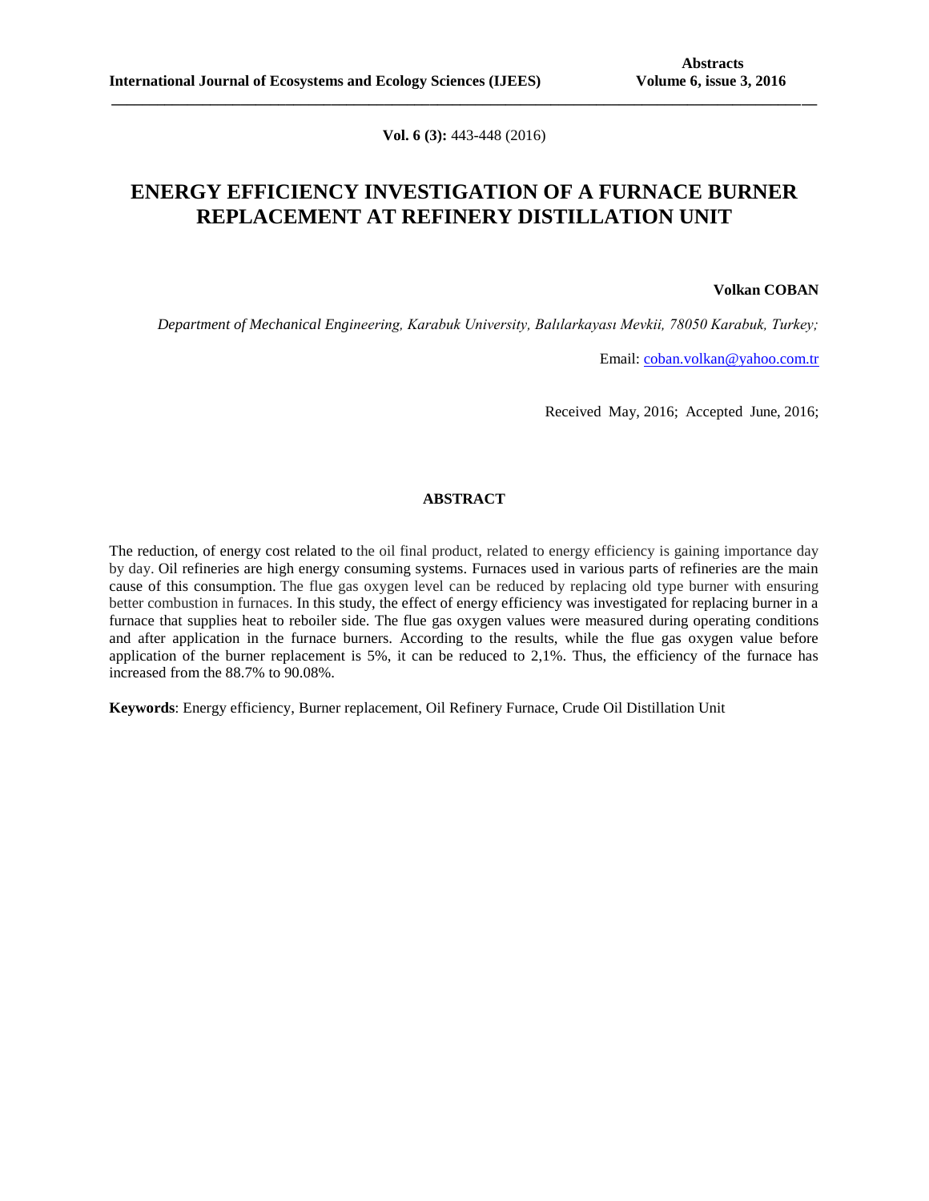**Vol. 6 (3):** 443-448 (2016)

# ENERGY EFFICIENCY INVESTIGATION OF A FURNACE BURNER REPLACEMENT AT REFINERY DISTILLATION UNIT

**Volkan COBAN**

*Department of Mechanical Engineering, Karabuk University, Balılarkayası Mevkii, 78050 Karabuk, Turkey;*

Email: coban.volkan@yahoo.com.tr

Received May, 2016; Accepted June, 2016;

## ABSTRACT

The reduction, of energy cost related to the oil final product, related to energy efficiency is gaining importance day by day. Oil refineries are high energy consuming systems. Furnaces used in various parts of refineries are the main cause of this consumption. The flue gas oxygen level can be reduced by replacing old type burner with ensuring better combustion in furnaces. In this study, the effect of energy efficiency was investigated for replacing burner in a furnace that supplies heat to reboiler side. The flue gas oxygen values were measured during operating conditions and after application in the furnace burners. According to the results, while the flue gas oxygen value before application of the burner replacement is 5%, it can be reduced to 2,1%. Thus, the efficiency of the furnace has increased from the 88.7% to 90.08%.

**Keywords**: Energy efficiency, Burner replacement, Oil Refinery Furnace, Crude Oil Distillation Unit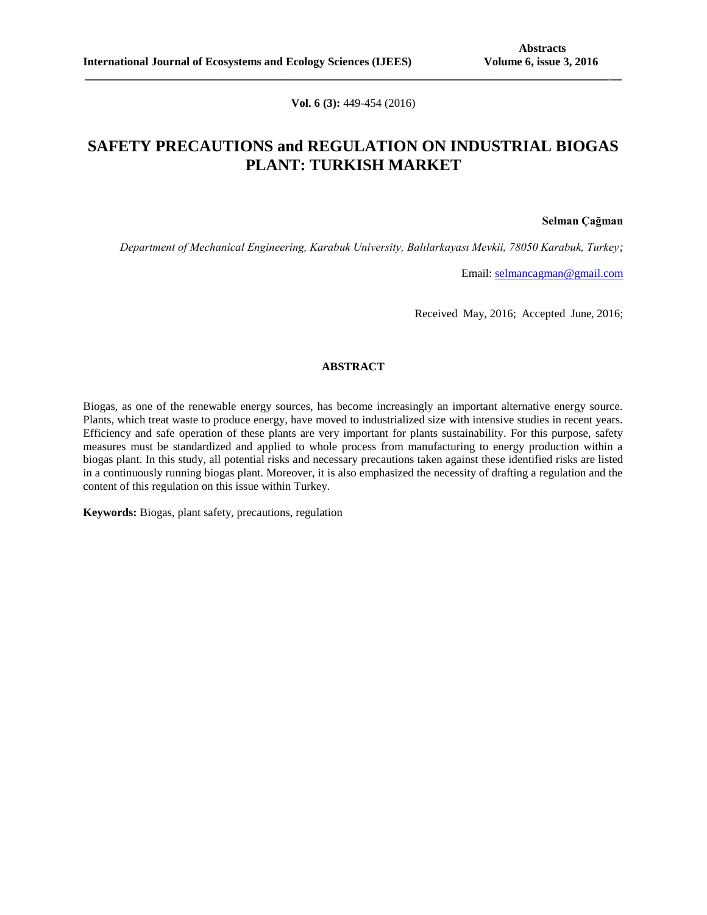**Vol. 6 (3):** 449-454 (2016)

# SAFETY PRECAUTIONS and REGULATION ON INDUSTRIAL BIOGAS PLANT: TURKISH MARKET

**Selman Çağman**

*Department of Mechanical Engineering, Karabuk University, Balılarkayası Mevkii, 78050 Karabuk, Turkey;*

Email: selmancagman@gmail.com

Received May, 2016; Accepted June, 2016;

## ABSTRACT

Biogas, as one of the renewable energy sources, has become increasingly an important alternative energy source. Plants, which treat waste to produce energy, have moved to industrialized size with intensive studies in recent years. Efficiency and safe operation of these plants are very important for plants sustainability. For this purpose, safety measures must be standardized and applied to whole process from manufacturing to energy production within a biogas plant. In this study, all potential risks and necessary precautions taken against these identified risks are listed in a continuously running biogas plant. Moreover, it is also emphasized the necessity of drafting a regulation and the content of this regulation on this issue within Turkey.

**Keywords:** Biogas, plant safety, precautions, regulation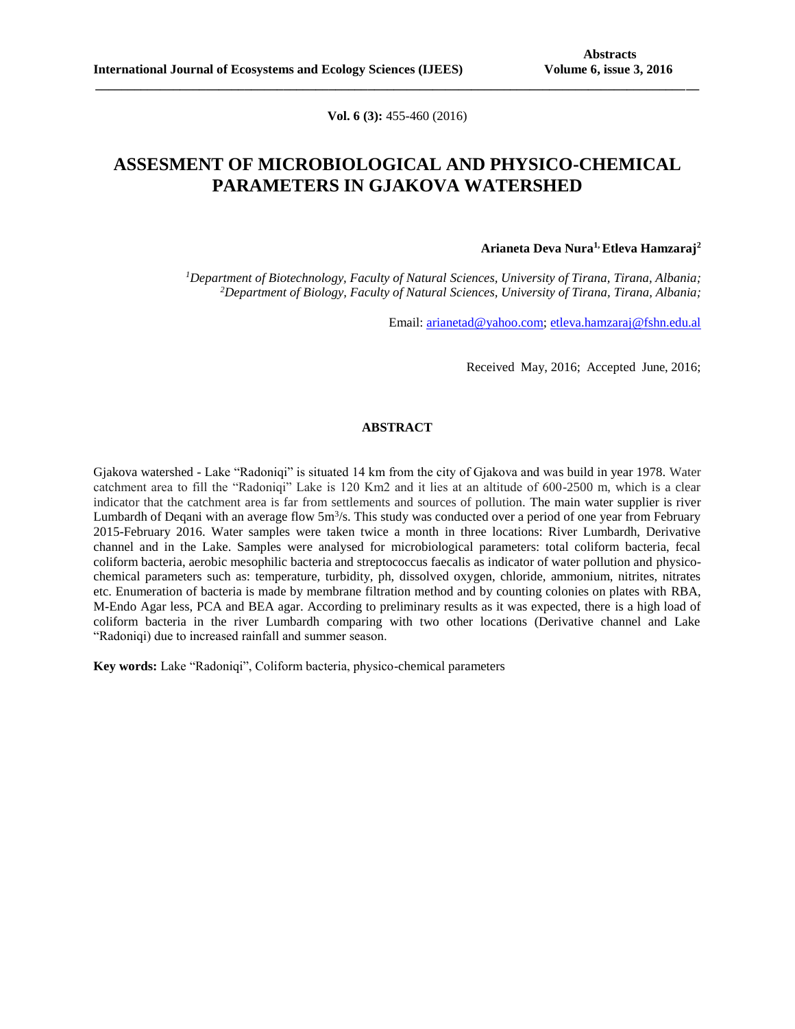**Vol. 6 (3):** 455-460 (2016)

# ASSESMENT OF MICROBIOLOGICAL AND PHYSICO-CHEMICAL PARAMETERS IN GJAKOVA WATERSHED

**Arianeta Deva Nura[1,] Etleva Hamzaraj[2]**

*[1]Department of Biotechnology, Faculty of Natural Sciences, University of Tirana, Tirana, Albania;*
*[2]Department of Biology, Faculty of Natural Sciences, University of Tirana, Tirana, Albania;*

Email: arianetad@yahoo.com; etleva.hamzaraj@fshn.edu.al

Received May, 2016; Accepted June, 2016;

## ABSTRACT

Gjakova watershed - Lake "Radoniqi" is situated 14 km from the city of Gjakova and was build in year 1978. Water catchment area to fill the "Radoniqi" Lake is 120 Km2 and it lies at an altitude of 600-2500 m, which is a clear indicator that the catchment area is far from settlements and sources of pollution. The main water supplier is river Lumbardh of Deqani with an average flow $5m^3/s$. This study was conducted over a period of one year from February 2015-February 2016. Water samples were taken twice a month in three locations: River Lumbardh, Derivative channel and in the Lake. Samples were analysed for microbiological parameters: total coliform bacteria, fecal coliform bacteria, aerobic mesophilic bacteria and streptococcus faecalis as indicator of water pollution and physico-chemical parameters such as: temperature, turbidity, ph, dissolved oxygen, chloride, ammonium, nitrites, nitrates etc. Enumeration of bacteria is made by membrane filtration method and by counting colonies on plates with RBA, M-Endo Agar less, PCA and BEA agar. According to preliminary results as it was expected, there is a high load of coliform bacteria in the river Lumbardh comparing with two other locations (Derivative channel and Lake "Radoniqi) due to increased rainfall and summer season.

**Key words:** Lake "Radoniqi", Coliform bacteria, physico-chemical parameters